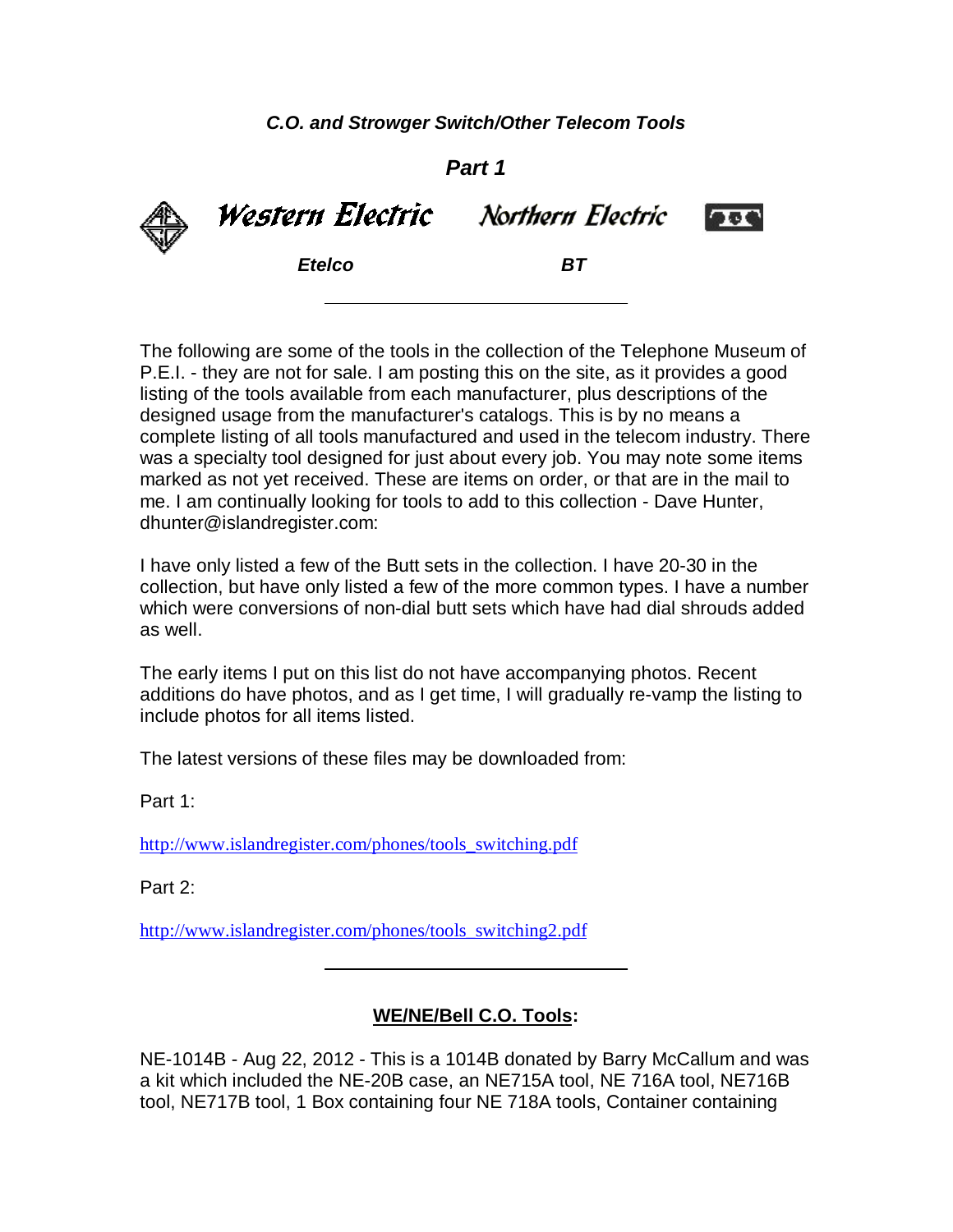## *C.O. and Strowger Switch/Other Telecom Tools*

### *Part 1*

*Western Electric* *Northern Electric*

***Etelco*** ***BT***

---

The following are some of the tools in the collection of the Telephone Museum of P.E.I. - they are not for sale. I am posting this on the site, as it provides a good listing of the tools available from each manufacturer, plus descriptions of the designed usage from the manufacturer's catalogs. This is by no means a complete listing of all tools manufactured and used in the telecom industry. There was a specialty tool designed for just about every job. You may note some items marked as not yet received. These are items on order, or that are in the mail to me. I am continually looking for tools to add to this collection - Dave Hunter, dhunter@islandregister.com:

I have only listed a few of the Butt sets in the collection. I have 20-30 in the collection, but have only listed a few of the more common types. I have a number which were conversions of non-dial butt sets which have had dial shrouds added as well.

The early items I put on this list do not have accompanying photos. Recent additions do have photos, and as I get time, I will gradually re-vamp the listing to include photos for all items listed.

The latest versions of these files may be downloaded from:

Part 1:

http://www.islandregister.com/phones/tools_switching.pdf

Part 2:

http://www.islandregister.com/phones/tools_switching2.pdf

---

**WE/NE/Bell C.O. Tools:**

NE-1014B - Aug 22, 2012 - This is a 1014B donated by Barry McCallum and was a kit which included the NE-20B case, an NE715A tool, NE 716A tool, NE716B tool, NE717B tool, 1 Box containing four NE 718A tools, Container containing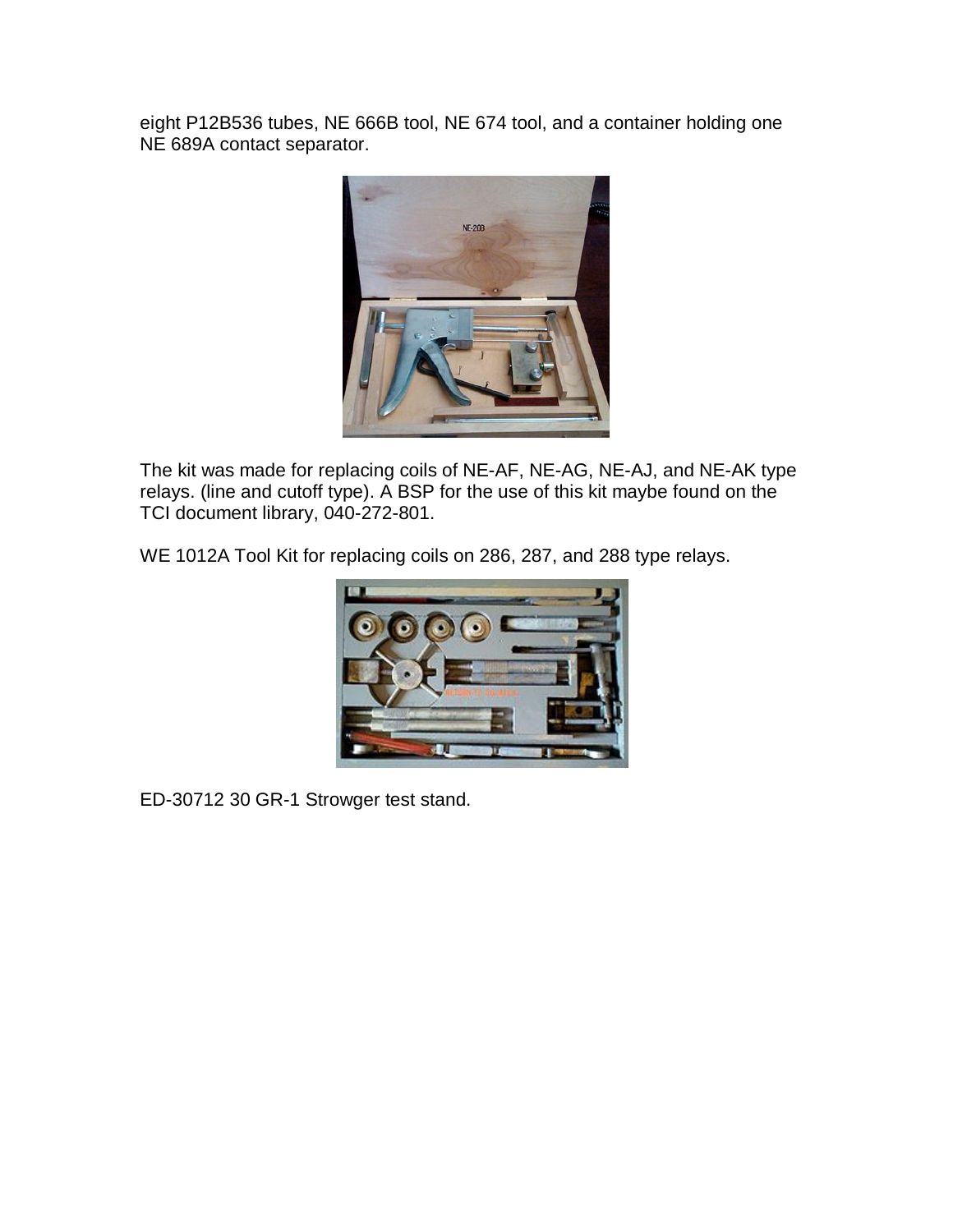eight P12B536 tubes, NE 666B tool, NE 674 tool, and a container holding one NE 689A contact separator.

The kit was made for replacing coils of NE-AF, NE-AG, NE-AJ, and NE-AK type relays. (line and cutoff type). A BSP for the use of this kit maybe found on the TCI document library, 040-272-801.

WE 1012A Tool Kit for replacing coils on 286, 287, and 288 type relays.

ED-30712 30 GR-1 Strowger test stand.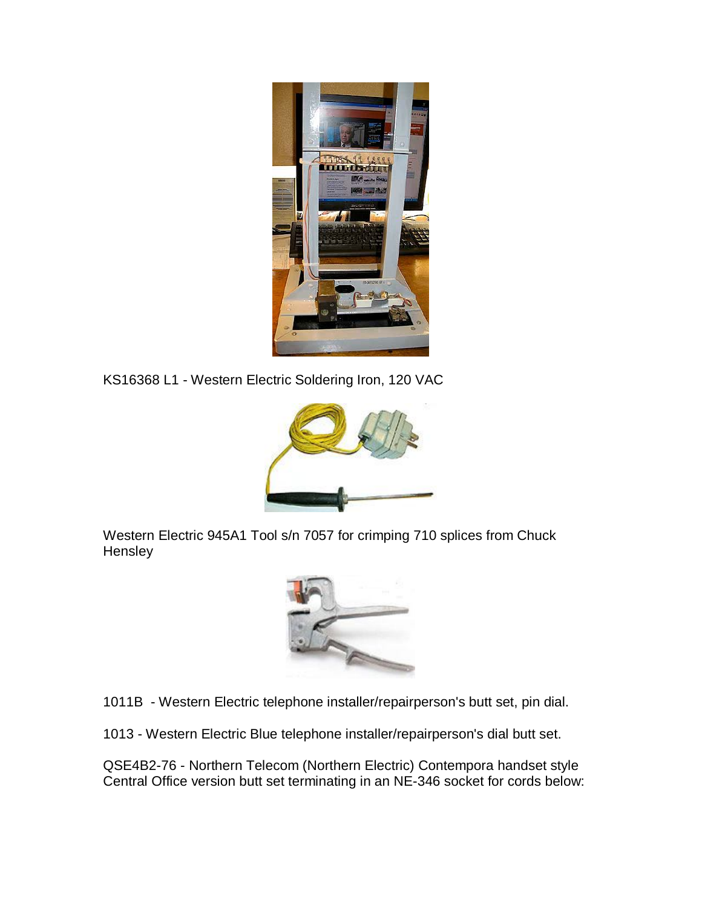KS16368 L1 - Western Electric Soldering Iron, 120 VAC

Western Electric 945A1 Tool s/n 7057 for crimping 710 splices from Chuck Hensley

1011B - Western Electric telephone installer/repairperson's butt set, pin dial.

1013 - Western Electric Blue telephone installer/repairperson's dial butt set.

QSE4B2-76 - Northern Telecom (Northern Electric) Contempora handset style Central Office version butt set terminating in an NE-346 socket for cords below: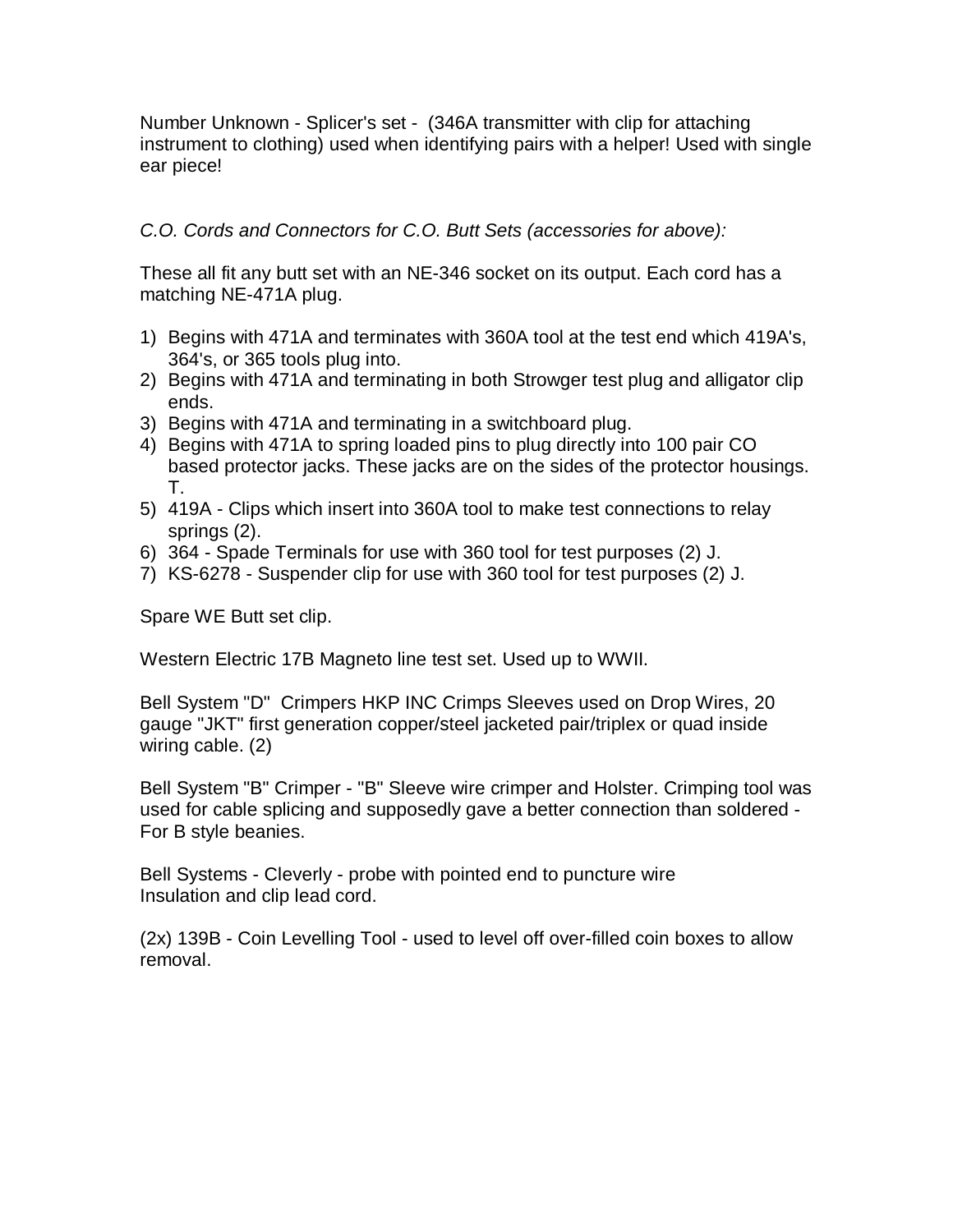Number Unknown - Splicer's set - (346A transmitter with clip for attaching instrument to clothing) used when identifying pairs with a helper! Used with single ear piece!

*C.O. Cords and Connectors for C.O. Butt Sets (accessories for above):*

These all fit any butt set with an NE-346 socket on its output. Each cord has a matching NE-471A plug.

1) Begins with 471A and terminates with 360A tool at the test end which 419A's, 364's, or 365 tools plug into.
2) Begins with 471A and terminating in both Strowger test plug and alligator clip ends.
3) Begins with 471A and terminating in a switchboard plug.
4) Begins with 471A to spring loaded pins to plug directly into 100 pair CO based protector jacks. These jacks are on the sides of the protector housings. T.
5) 419A - Clips which insert into 360A tool to make test connections to relay springs (2).
6) 364 - Spade Terminals for use with 360 tool for test purposes (2) J.
7) KS-6278 - Suspender clip for use with 360 tool for test purposes (2) J.

Spare WE Butt set clip.

Western Electric 17B Magneto line test set. Used up to WWII.

Bell System "D" Crimpers HKP INC Crimps Sleeves used on Drop Wires, 20 gauge "JKT" first generation copper/steel jacketed pair/triplex or quad inside wiring cable. (2)

Bell System "B" Crimper - "B" Sleeve wire crimper and Holster. Crimping tool was used for cable splicing and supposedly gave a better connection than soldered - For B style beanies.

Bell Systems - Cleverly - probe with pointed end to puncture wire Insulation and clip lead cord.

(2x) 139B - Coin Levelling Tool - used to level off over-filled coin boxes to allow removal.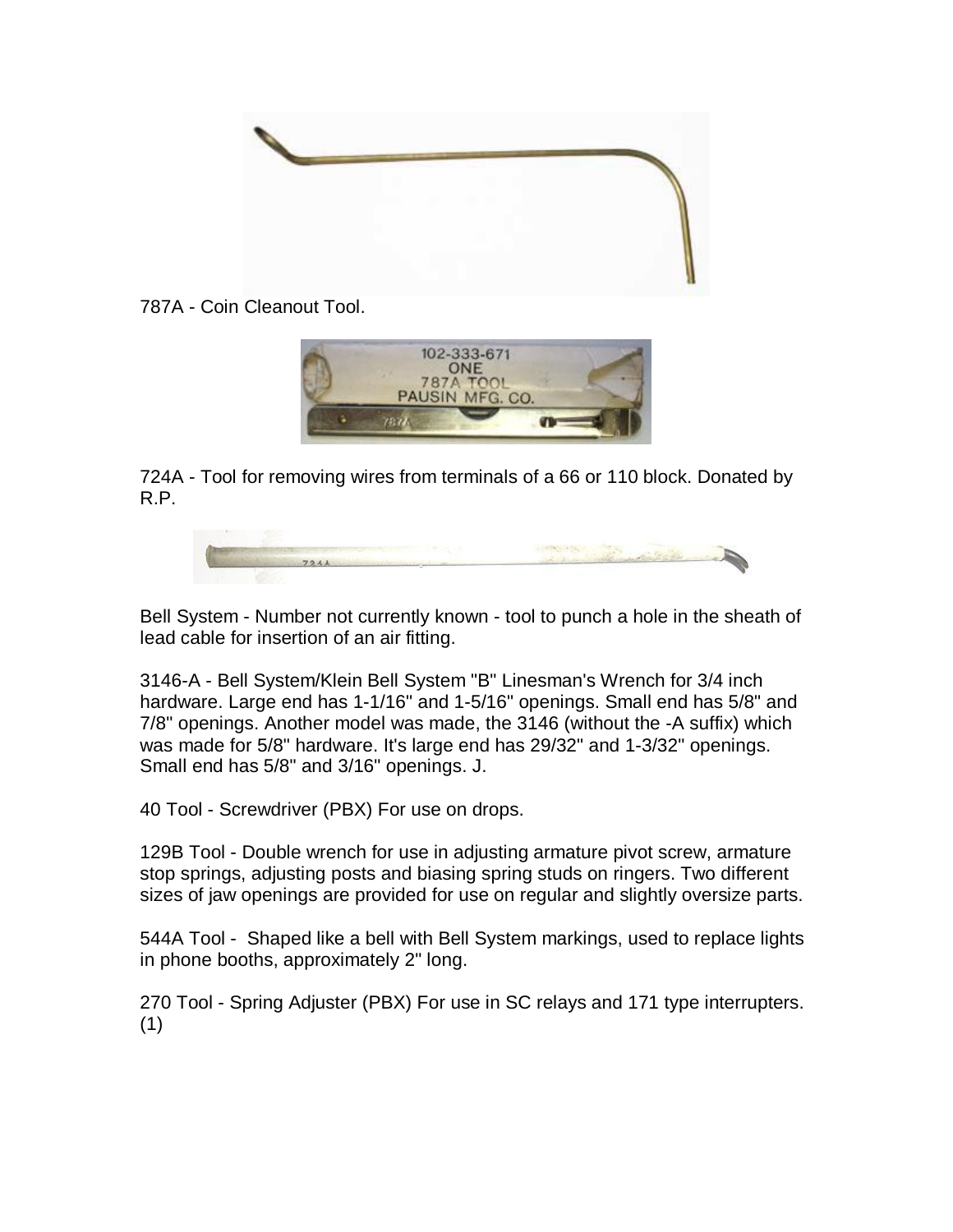787A - Coin Cleanout Tool.

724A - Tool for removing wires from terminals of a 66 or 110 block. Donated by R.P.

Bell System - Number not currently known - tool to punch a hole in the sheath of lead cable for insertion of an air fitting.

3146-A - Bell System/Klein Bell System "B" Linesman's Wrench for 3/4 inch hardware. Large end has 1-1/16" and 1-5/16" openings. Small end has 5/8" and 7/8" openings. Another model was made, the 3146 (without the -A suffix) which was made for 5/8" hardware. It's large end has 29/32" and 1-3/32" openings. Small end has 5/8" and 3/16" openings. J.

40 Tool - Screwdriver (PBX) For use on drops.

129B Tool - Double wrench for use in adjusting armature pivot screw, armature stop springs, adjusting posts and biasing spring studs on ringers. Two different sizes of jaw openings are provided for use on regular and slightly oversize parts.

544A Tool - Shaped like a bell with Bell System markings, used to replace lights in phone booths, approximately 2" long.

270 Tool - Spring Adjuster (PBX) For use in SC relays and 171 type interrupters. (1)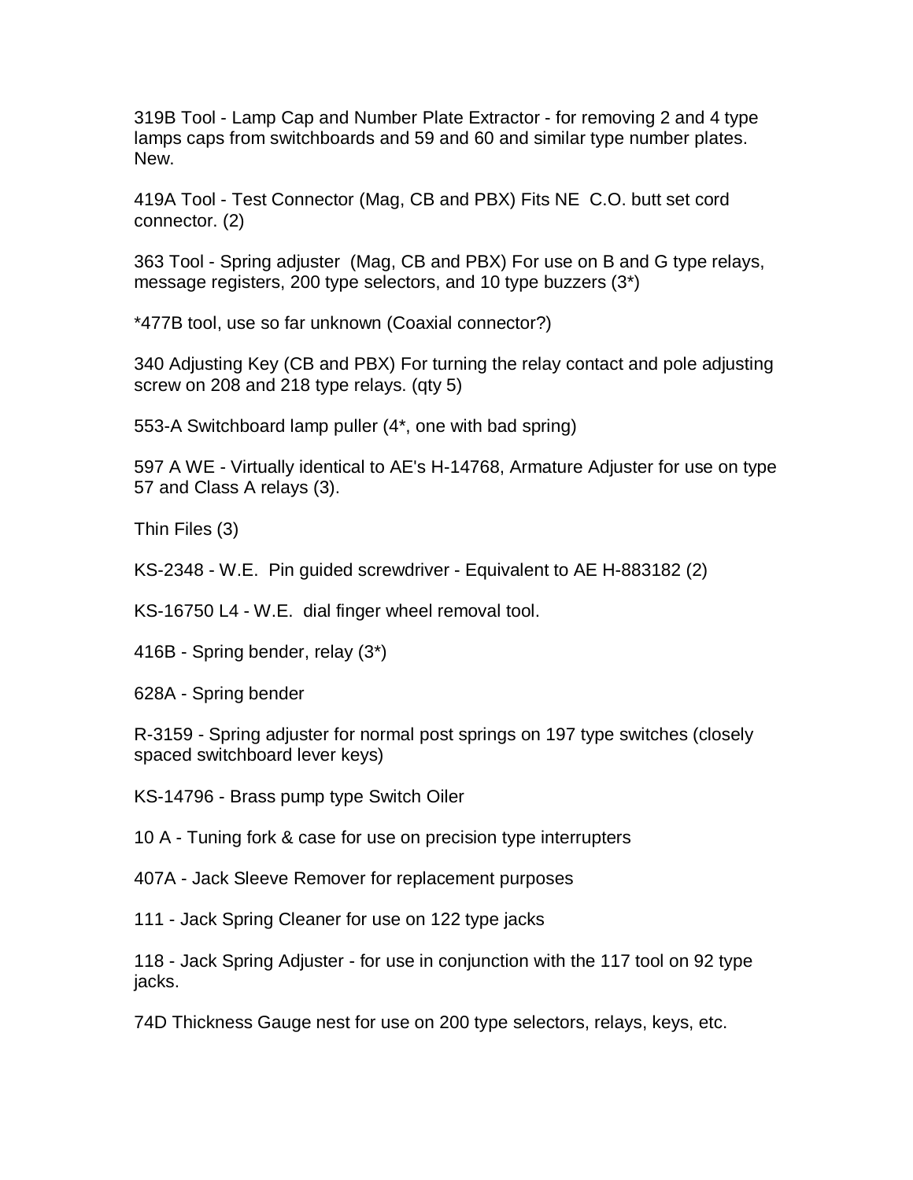319B Tool - Lamp Cap and Number Plate Extractor - for removing 2 and 4 type lamps caps from switchboards and 59 and 60 and similar type number plates. New.

419A Tool - Test Connector (Mag, CB and PBX) Fits NE C.O. butt set cord connector. (2)

363 Tool - Spring adjuster (Mag, CB and PBX) For use on B and G type relays, message registers, 200 type selectors, and 10 type buzzers (3*)

*477B tool, use so far unknown (Coaxial connector?)

340 Adjusting Key (CB and PBX) For turning the relay contact and pole adjusting screw on 208 and 218 type relays. (qty 5)

553-A Switchboard lamp puller (4*, one with bad spring)

597 A WE - Virtually identical to AE's H-14768, Armature Adjuster for use on type 57 and Class A relays (3).

Thin Files (3)

KS-2348 - W.E. Pin guided screwdriver - Equivalent to AE H-883182 (2)

KS-16750 L4 - W.E. dial finger wheel removal tool.

416B - Spring bender, relay (3*)

628A - Spring bender

R-3159 - Spring adjuster for normal post springs on 197 type switches (closely spaced switchboard lever keys)

KS-14796 - Brass pump type Switch Oiler

10 A - Tuning fork & case for use on precision type interrupters

407A - Jack Sleeve Remover for replacement purposes

111 - Jack Spring Cleaner for use on 122 type jacks

118 - Jack Spring Adjuster - for use in conjunction with the 117 tool on 92 type jacks.

74D Thickness Gauge nest for use on 200 type selectors, relays, keys, etc.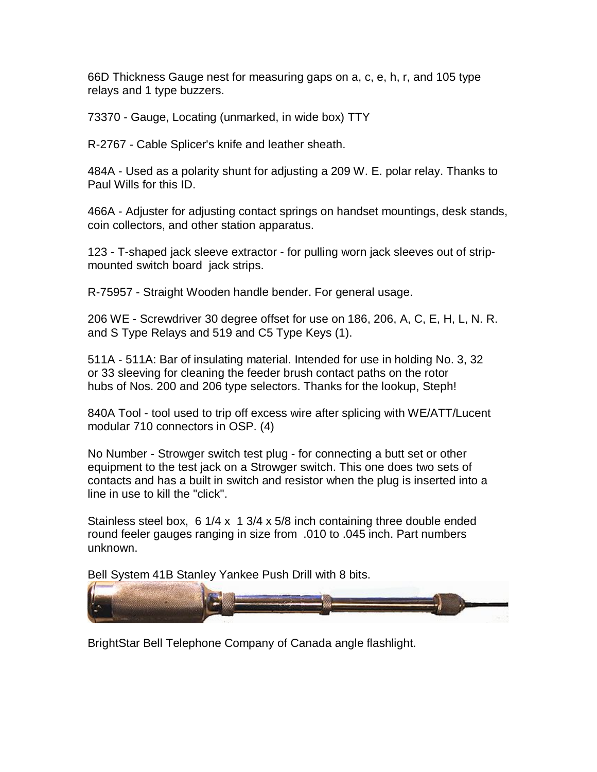66D Thickness Gauge nest for measuring gaps on a, c, e, h, r, and 105 type relays and 1 type buzzers.

73370 - Gauge, Locating (unmarked, in wide box) TTY

R-2767 - Cable Splicer's knife and leather sheath.

484A - Used as a polarity shunt for adjusting a 209 W. E. polar relay. Thanks to Paul Wills for this ID.

466A - Adjuster for adjusting contact springs on handset mountings, desk stands, coin collectors, and other station apparatus.

123 - T-shaped jack sleeve extractor - for pulling worn jack sleeves out of strip-mounted switch board jack strips.

R-75957 - Straight Wooden handle bender. For general usage.

206 WE - Screwdriver 30 degree offset for use on 186, 206, A, C, E, H, L, N. R. and S Type Relays and 519 and C5 Type Keys (1).

511A - 511A: Bar of insulating material. Intended for use in holding No. 3, 32 or 33 sleeving for cleaning the feeder brush contact paths on the rotor hubs of Nos. 200 and 206 type selectors. Thanks for the lookup, Steph!

840A Tool - tool used to trip off excess wire after splicing with WE/ATT/Lucent modular 710 connectors in OSP. (4)

No Number - Strowger switch test plug - for connecting a butt set or other equipment to the test jack on a Strowger switch. This one does two sets of contacts and has a built in switch and resistor when the plug is inserted into a line in use to kill the "click".

Stainless steel box, 6 1/4 x 1 3/4 x 5/8 inch containing three double ended round feeler gauges ranging in size from .010 to .045 inch. Part numbers unknown.

Bell System 41B Stanley Yankee Push Drill with 8 bits.

BrightStar Bell Telephone Company of Canada angle flashlight.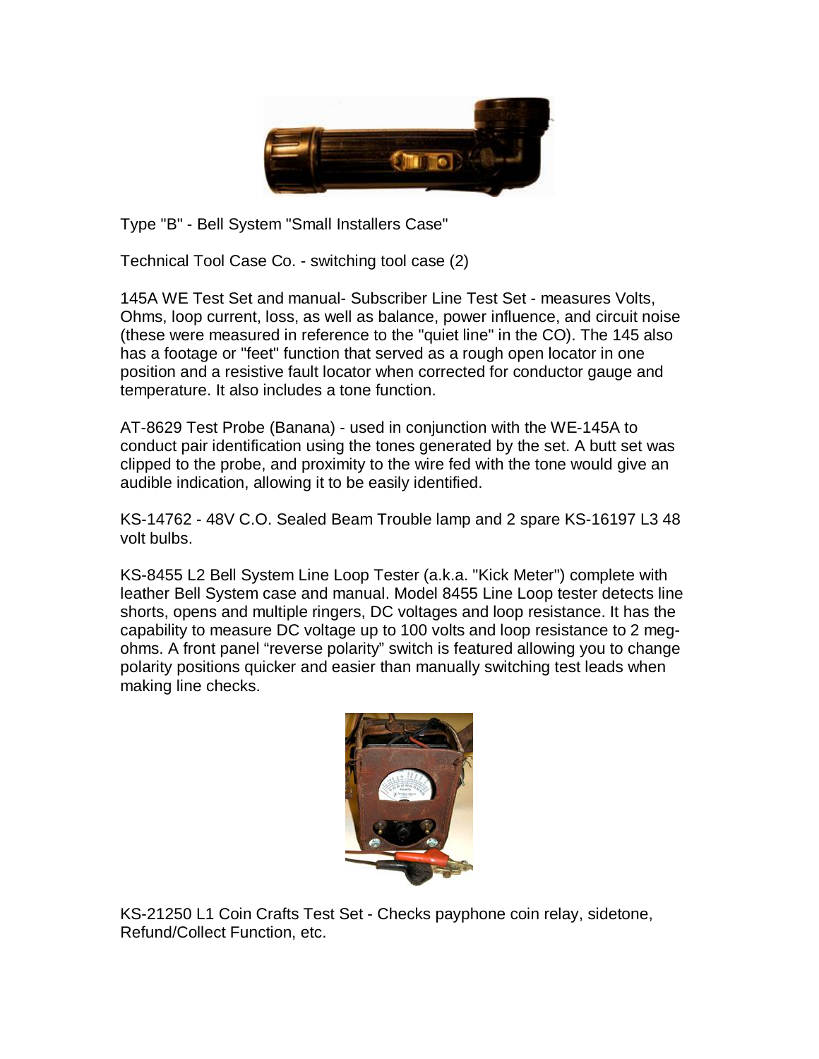Type "B" - Bell System "Small Installers Case"

Technical Tool Case Co. - switching tool case (2)

145A WE Test Set and manual- Subscriber Line Test Set - measures Volts, Ohms, loop current, loss, as well as balance, power influence, and circuit noise (these were measured in reference to the "quiet line" in the CO). The 145 also has a footage or "feet" function that served as a rough open locator in one position and a resistive fault locator when corrected for conductor gauge and temperature. It also includes a tone function.

AT-8629 Test Probe (Banana) - used in conjunction with the WE-145A to conduct pair identification using the tones generated by the set. A butt set was clipped to the probe, and proximity to the wire fed with the tone would give an audible indication, allowing it to be easily identified.

KS-14762 - 48V C.O. Sealed Beam Trouble lamp and 2 spare KS-16197 L3 48 volt bulbs.

KS-8455 L2 Bell System Line Loop Tester (a.k.a. "Kick Meter") complete with leather Bell System case and manual. Model 8455 Line Loop tester detects line shorts, opens and multiple ringers, DC voltages and loop resistance. It has the capability to measure DC voltage up to 100 volts and loop resistance to 2 meg-ohms. A front panel "reverse polarity" switch is featured allowing you to change polarity positions quicker and easier than manually switching test leads when making line checks.

KS-21250 L1 Coin Crafts Test Set - Checks payphone coin relay, sidetone, Refund/Collect Function, etc.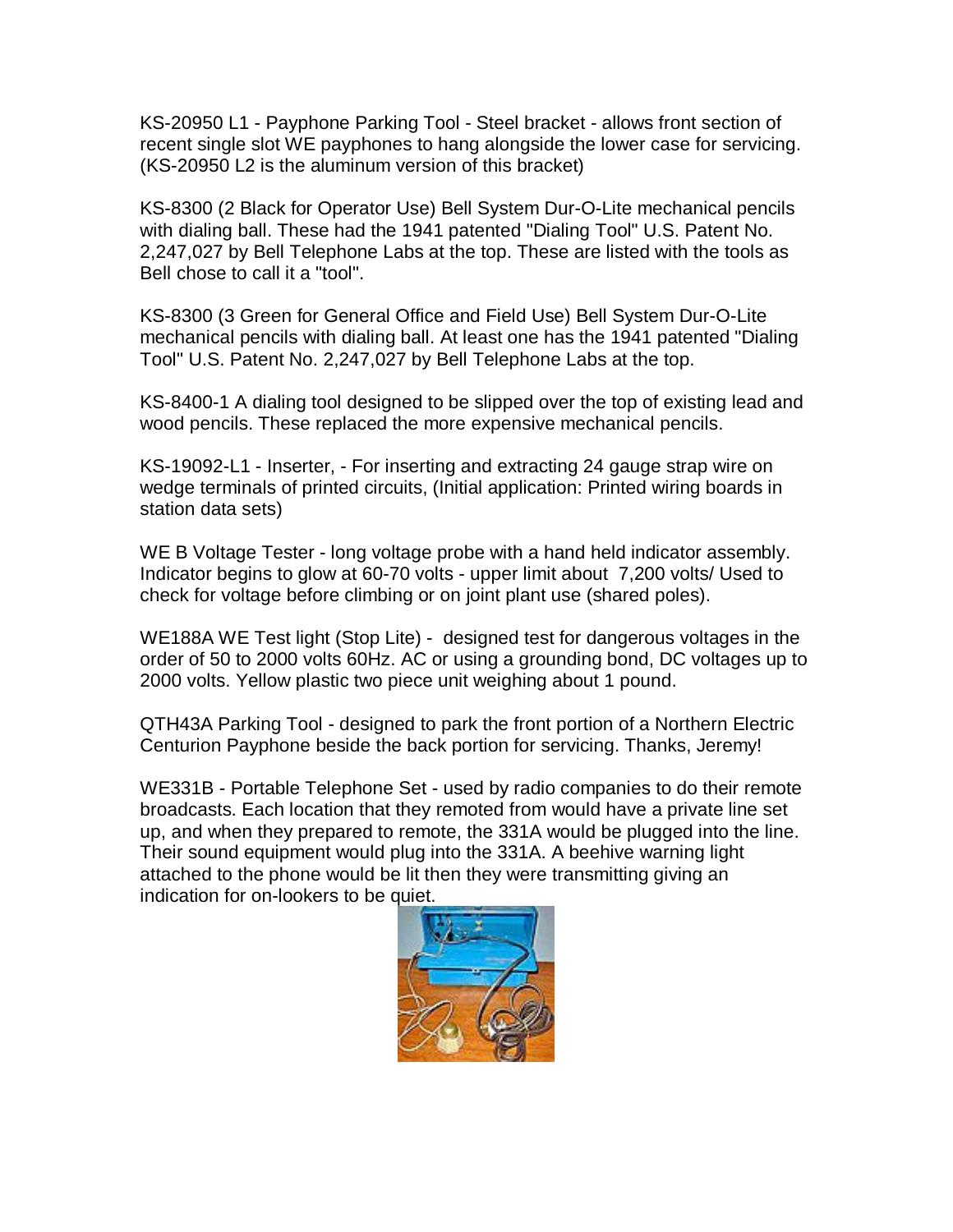KS-20950 L1 - Payphone Parking Tool - Steel bracket - allows front section of recent single slot WE payphones to hang alongside the lower case for servicing. (KS-20950 L2 is the aluminum version of this bracket)

KS-8300 (2 Black for Operator Use) Bell System Dur-O-Lite mechanical pencils with dialing ball. These had the 1941 patented "Dialing Tool" U.S. Patent No. 2,247,027 by Bell Telephone Labs at the top. These are listed with the tools as Bell chose to call it a "tool".

KS-8300 (3 Green for General Office and Field Use) Bell System Dur-O-Lite mechanical pencils with dialing ball. At least one has the 1941 patented "Dialing Tool" U.S. Patent No. 2,247,027 by Bell Telephone Labs at the top.

KS-8400-1 A dialing tool designed to be slipped over the top of existing lead and wood pencils. These replaced the more expensive mechanical pencils.

KS-19092-L1 - Inserter, - For inserting and extracting 24 gauge strap wire on wedge terminals of printed circuits, (Initial application: Printed wiring boards in station data sets)

WE B Voltage Tester - long voltage probe with a hand held indicator assembly. Indicator begins to glow at 60-70 volts - upper limit about 7,200 volts/ Used to check for voltage before climbing or on joint plant use (shared poles).

WE188A WE Test light (Stop Lite) - designed test for dangerous voltages in the order of 50 to 2000 volts 60Hz. AC or using a grounding bond, DC voltages up to 2000 volts. Yellow plastic two piece unit weighing about 1 pound.

QTH43A Parking Tool - designed to park the front portion of a Northern Electric Centurion Payphone beside the back portion for servicing. Thanks, Jeremy!

WE331B - Portable Telephone Set - used by radio companies to do their remote broadcasts. Each location that they remoted from would have a private line set up, and when they prepared to remote, the 331A would be plugged into the line. Their sound equipment would plug into the 331A. A beehive warning light attached to the phone would be lit then they were transmitting giving an indication for on-lookers to be quiet.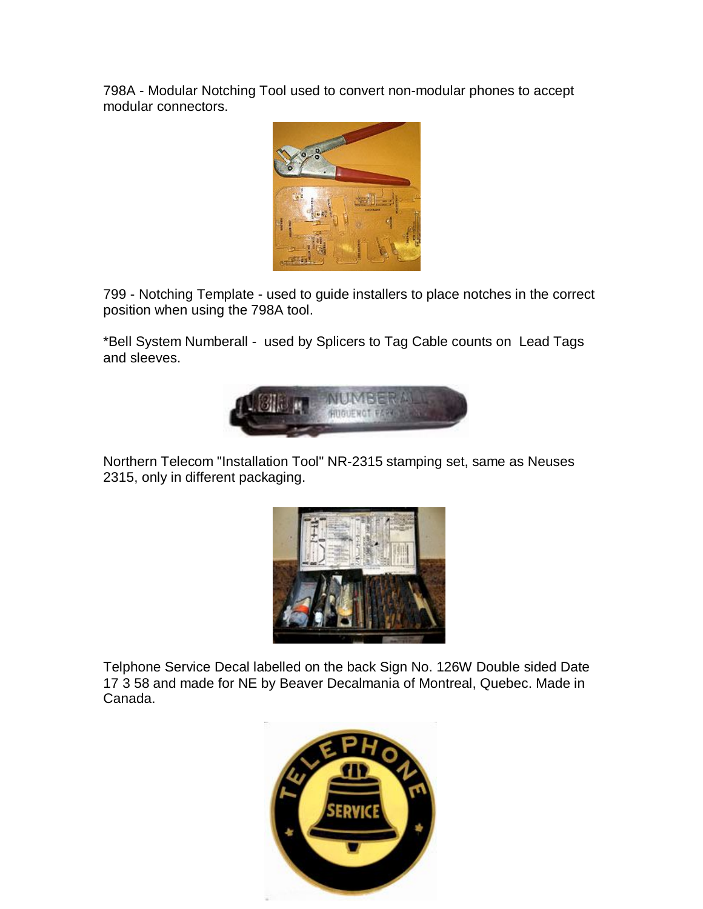798A - Modular Notching Tool used to convert non-modular phones to accept modular connectors.

799 - Notching Template - used to guide installers to place notches in the correct position when using the 798A tool.

*Bell System Numberall - used by Splicers to Tag Cable counts on Lead Tags and sleeves.

Northern Telecom "Installation Tool" NR-2315 stamping set, same as Neuses 2315, only in different packaging.

Telphone Service Decal labelled on the back Sign No. 126W Double sided Date 17 3 58 and made for NE by Beaver Decalmania of Montreal, Quebec. Made in Canada.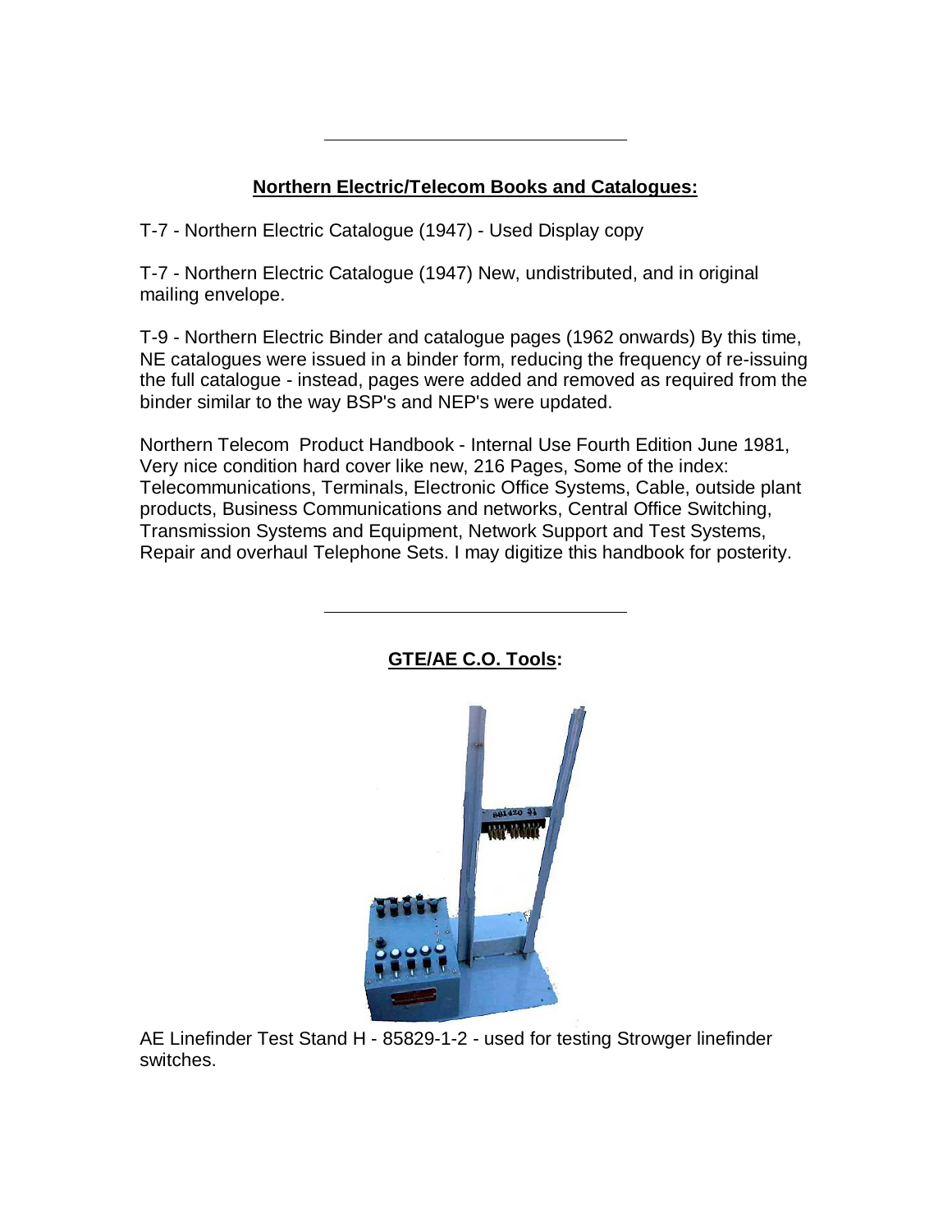---

## Northern Electric/Telecom Books and Catalogues:

T-7 - Northern Electric Catalogue (1947) - Used Display copy

T-7 - Northern Electric Catalogue (1947) New, undistributed, and in original mailing envelope.

T-9 - Northern Electric Binder and catalogue pages (1962 onwards) By this time, NE catalogues were issued in a binder form, reducing the frequency of re-issuing the full catalogue - instead, pages were added and removed as required from the binder similar to the way BSP's and NEP's were updated.

Northern Telecom Product Handbook - Internal Use Fourth Edition June 1981, Very nice condition hard cover like new, 216 Pages, Some of the index: Telecommunications, Terminals, Electronic Office Systems, Cable, outside plant products, Business Communications and networks, Central Office Switching, Transmission Systems and Equipment, Network Support and Test Systems, Repair and overhaul Telephone Sets. I may digitize this handbook for posterity.

---

## GTE/AE C.O. Tools:

AE Linefinder Test Stand H - 85829-1-2 - used for testing Strowger linefinder switches.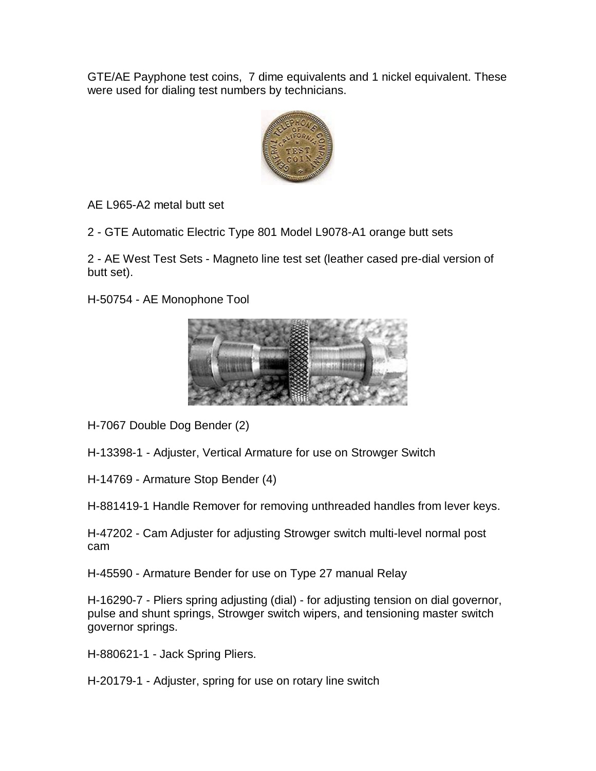GTE/AE Payphone test coins, 7 dime equivalents and 1 nickel equivalent. These were used for dialing test numbers by technicians.

AE L965-A2 metal butt set

2 - GTE Automatic Electric Type 801 Model L9078-A1 orange butt sets

2 - AE West Test Sets - Magneto line test set (leather cased pre-dial version of butt set).

H-50754 - AE Monophone Tool

H-7067 Double Dog Bender (2)

H-13398-1 - Adjuster, Vertical Armature for use on Strowger Switch

H-14769 - Armature Stop Bender (4)

H-881419-1 Handle Remover for removing unthreaded handles from lever keys.

H-47202 - Cam Adjuster for adjusting Strowger switch multi-level normal post cam

H-45590 - Armature Bender for use on Type 27 manual Relay

H-16290-7 - Pliers spring adjusting (dial) - for adjusting tension on dial governor, pulse and shunt springs, Strowger switch wipers, and tensioning master switch governor springs.

H-880621-1 - Jack Spring Pliers.

H-20179-1 - Adjuster, spring for use on rotary line switch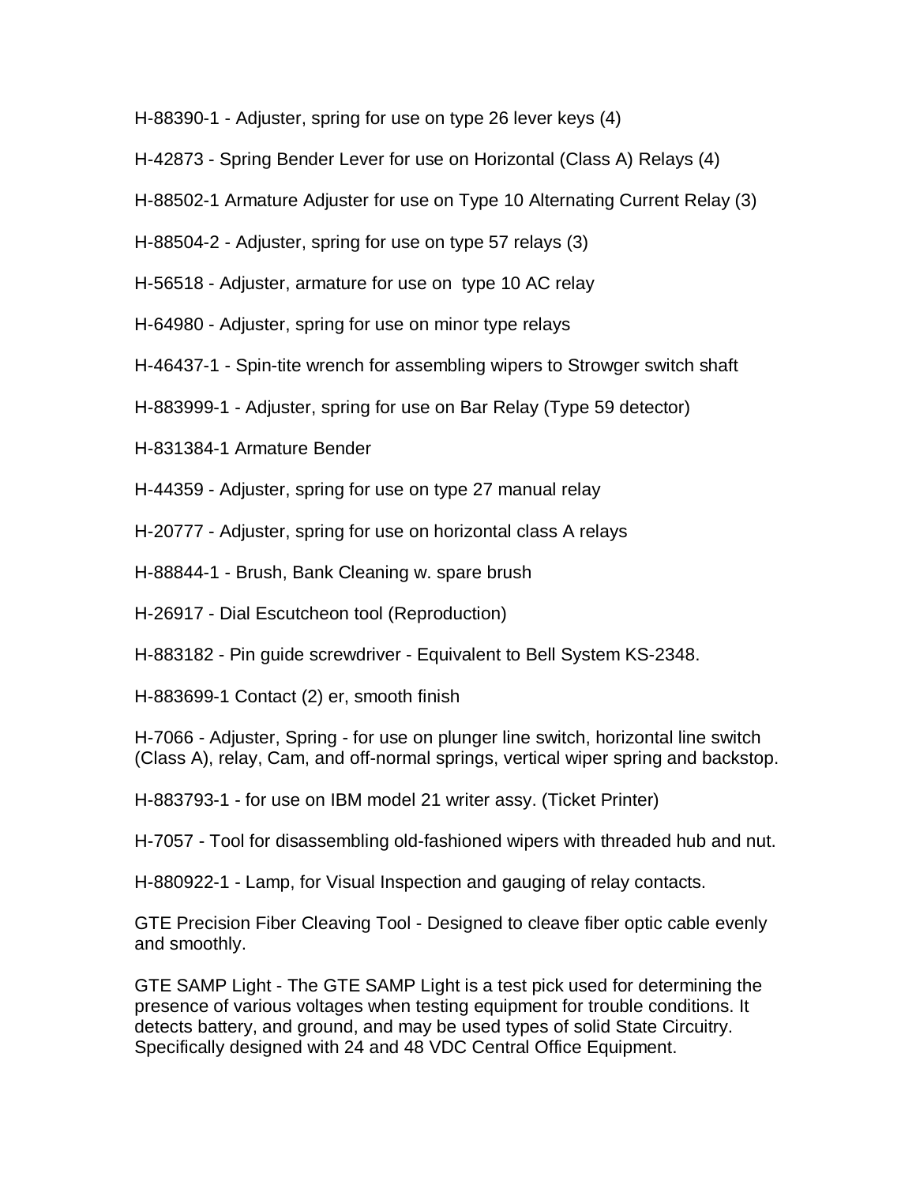H-88390-1 - Adjuster, spring for use on type 26 lever keys (4)

H-42873 - Spring Bender Lever for use on Horizontal (Class A) Relays (4)

H-88502-1 Armature Adjuster for use on Type 10 Alternating Current Relay (3)

H-88504-2 - Adjuster, spring for use on type 57 relays (3)

H-56518 - Adjuster, armature for use on  type 10 AC relay

H-64980 - Adjuster, spring for use on minor type relays

H-46437-1 - Spin-tite wrench for assembling wipers to Strowger switch shaft

H-883999-1 - Adjuster, spring for use on Bar Relay (Type 59 detector)

H-831384-1 Armature Bender

H-44359 - Adjuster, spring for use on type 27 manual relay

H-20777 - Adjuster, spring for use on horizontal class A relays

H-88844-1 - Brush, Bank Cleaning w. spare brush

H-26917 - Dial Escutcheon tool (Reproduction)

H-883182 - Pin guide screwdriver - Equivalent to Bell System KS-2348.

H-883699-1 Contact (2) er, smooth finish

H-7066 - Adjuster, Spring - for use on plunger line switch, horizontal line switch (Class A), relay, Cam, and off-normal springs, vertical wiper spring and backstop.

H-883793-1 - for use on IBM model 21 writer assy. (Ticket Printer)

H-7057 - Tool for disassembling old-fashioned wipers with threaded hub and nut.

H-880922-1 - Lamp, for Visual Inspection and gauging of relay contacts.

GTE Precision Fiber Cleaving Tool - Designed to cleave fiber optic cable evenly and smoothly.

GTE SAMP Light - The GTE SAMP Light is a test pick used for determining the presence of various voltages when testing equipment for trouble conditions. It detects battery, and ground, and may be used types of solid State Circuitry. Specifically designed with 24 and 48 VDC Central Office Equipment.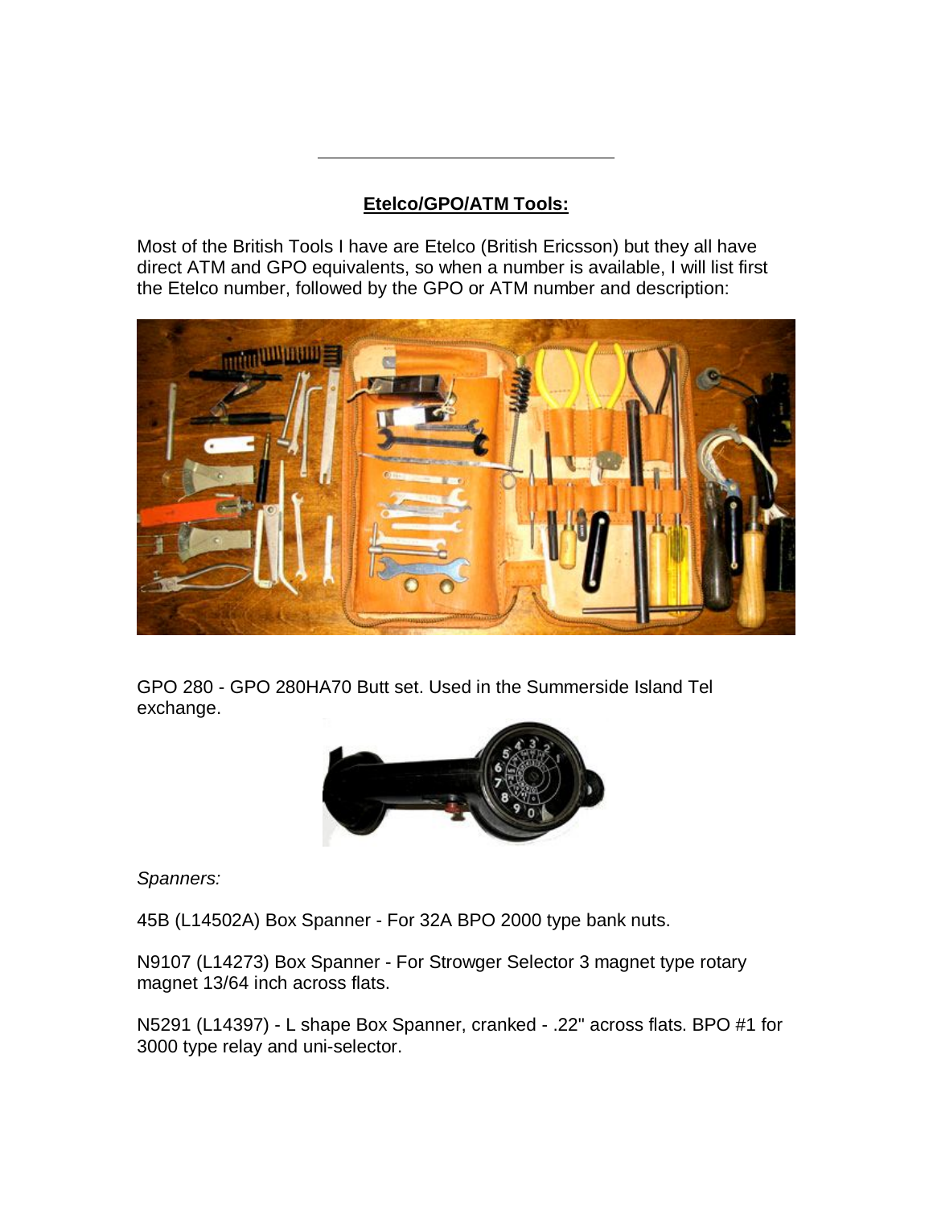---

**Etelco/GPO/ATM Tools:**

Most of the British Tools I have are Etelco (British Ericsson) but they all have direct ATM and GPO equivalents, so when a number is available, I will list first the Etelco number, followed by the GPO or ATM number and description:

GPO 280 - GPO 280HA70 Butt set. Used in the Summerside Island Tel exchange.

*Spanners:*

45B (L14502A) Box Spanner - For 32A BPO 2000 type bank nuts.

N9107 (L14273) Box Spanner - For Strowger Selector 3 magnet type rotary magnet 13/64 inch across flats.

N5291 (L14397) - L shape Box Spanner, cranked - .22" across flats. BPO #1 for 3000 type relay and uni-selector.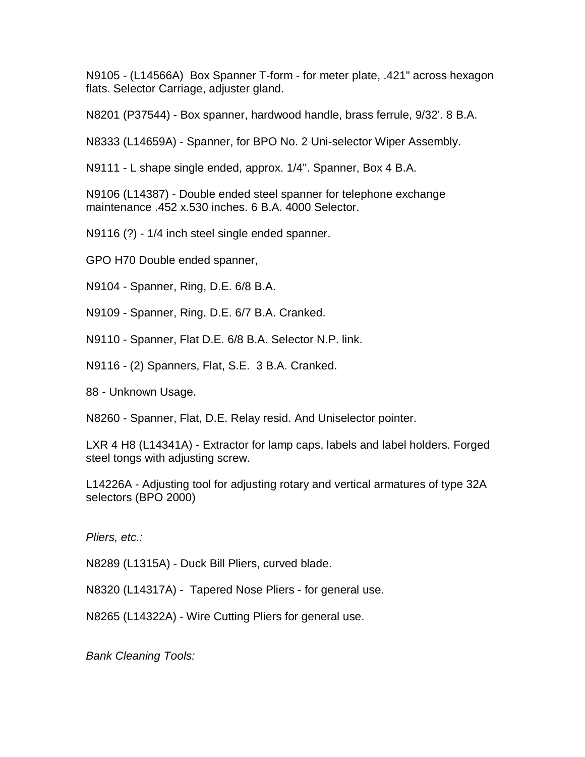N9105 - (L14566A)  Box Spanner T-form - for meter plate, .421" across hexagon flats. Selector Carriage, adjuster gland.

N8201 (P37544) - Box spanner, hardwood handle, brass ferrule, 9/32'. 8 B.A.

N8333 (L14659A) - Spanner, for BPO No. 2 Uni-selector Wiper Assembly.

N9111 - L shape single ended, approx. 1/4". Spanner, Box 4 B.A.

N9106 (L14387) - Double ended steel spanner for telephone exchange maintenance .452 x.530 inches. 6 B.A. 4000 Selector.

N9116 (?) - 1/4 inch steel single ended spanner.

GPO H70 Double ended spanner,

N9104 - Spanner, Ring, D.E. 6/8 B.A.

N9109 - Spanner, Ring. D.E. 6/7 B.A. Cranked.

N9110 - Spanner, Flat D.E. 6/8 B.A. Selector N.P. link.

N9116 - (2) Spanners, Flat, S.E.  3 B.A. Cranked.

88 - Unknown Usage.

N8260 - Spanner, Flat, D.E. Relay resid. And Uniselector pointer.

LXR 4 H8 (L14341A) - Extractor for lamp caps, labels and label holders. Forged steel tongs with adjusting screw.

L14226A - Adjusting tool for adjusting rotary and vertical armatures of type 32A selectors (BPO 2000)

*Pliers, etc.:*

N8289 (L1315A) - Duck Bill Pliers, curved blade.

N8320 (L14317A) -  Tapered Nose Pliers - for general use.

N8265 (L14322A) - Wire Cutting Pliers for general use.

*Bank Cleaning Tools:*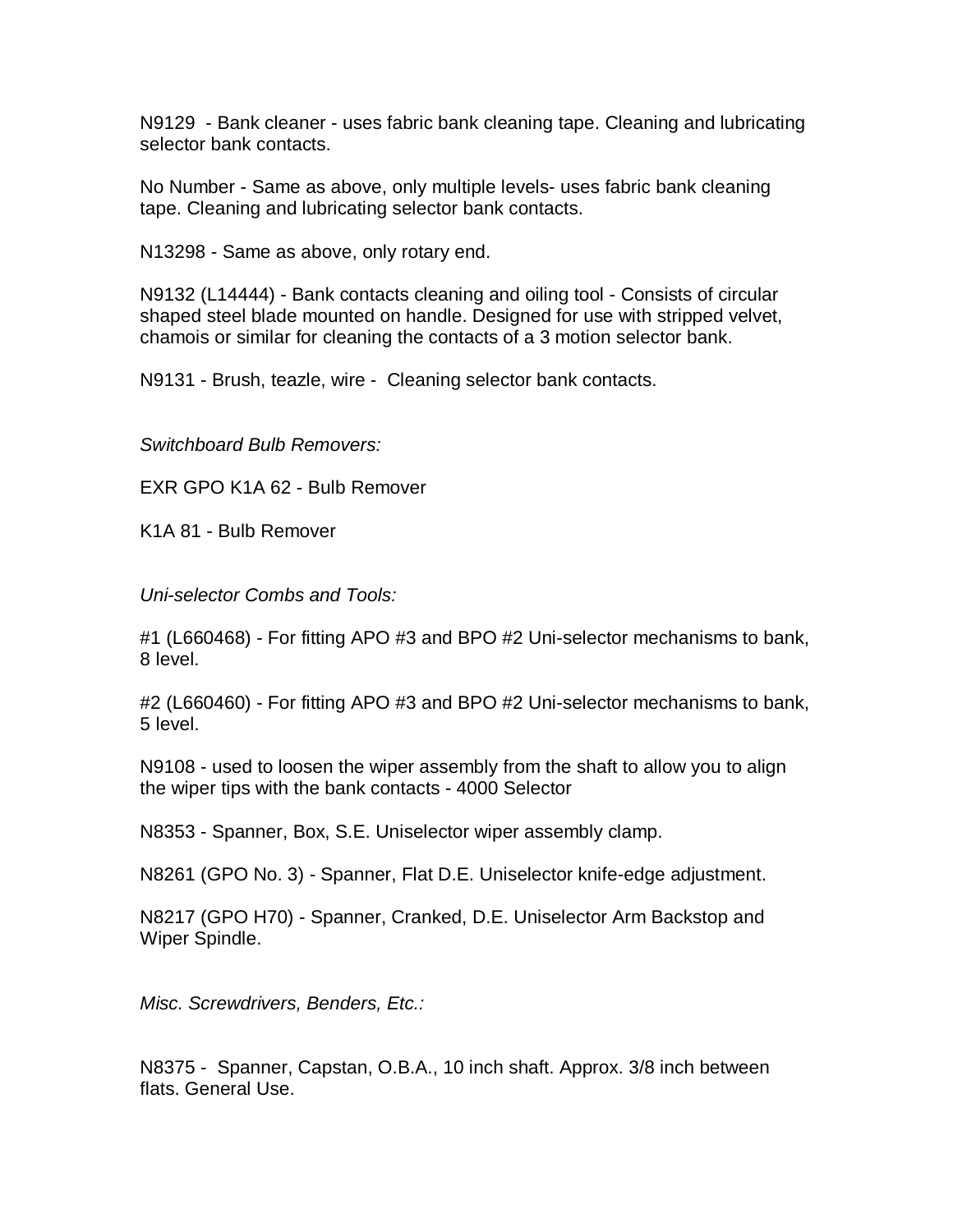N9129 - Bank cleaner - uses fabric bank cleaning tape. Cleaning and lubricating selector bank contacts.

No Number - Same as above, only multiple levels- uses fabric bank cleaning tape. Cleaning and lubricating selector bank contacts.

N13298 - Same as above, only rotary end.

N9132 (L14444) - Bank contacts cleaning and oiling tool - Consists of circular shaped steel blade mounted on handle. Designed for use with stripped velvet, chamois or similar for cleaning the contacts of a 3 motion selector bank.

N9131 - Brush, teazle, wire - Cleaning selector bank contacts.

*Switchboard Bulb Removers:*

EXR GPO K1A 62 - Bulb Remover

K1A 81 - Bulb Remover

*Uni-selector Combs and Tools:*

#1 (L660468) - For fitting APO #3 and BPO #2 Uni-selector mechanisms to bank, 8 level.

#2 (L660460) - For fitting APO #3 and BPO #2 Uni-selector mechanisms to bank, 5 level.

N9108 - used to loosen the wiper assembly from the shaft to allow you to align the wiper tips with the bank contacts - 4000 Selector

N8353 - Spanner, Box, S.E. Uniselector wiper assembly clamp.

N8261 (GPO No. 3) - Spanner, Flat D.E. Uniselector knife-edge adjustment.

N8217 (GPO H70) - Spanner, Cranked, D.E. Uniselector Arm Backstop and Wiper Spindle.

*Misc. Screwdrivers, Benders, Etc.:*

N8375 - Spanner, Capstan, O.B.A., 10 inch shaft. Approx. 3/8 inch between flats. General Use.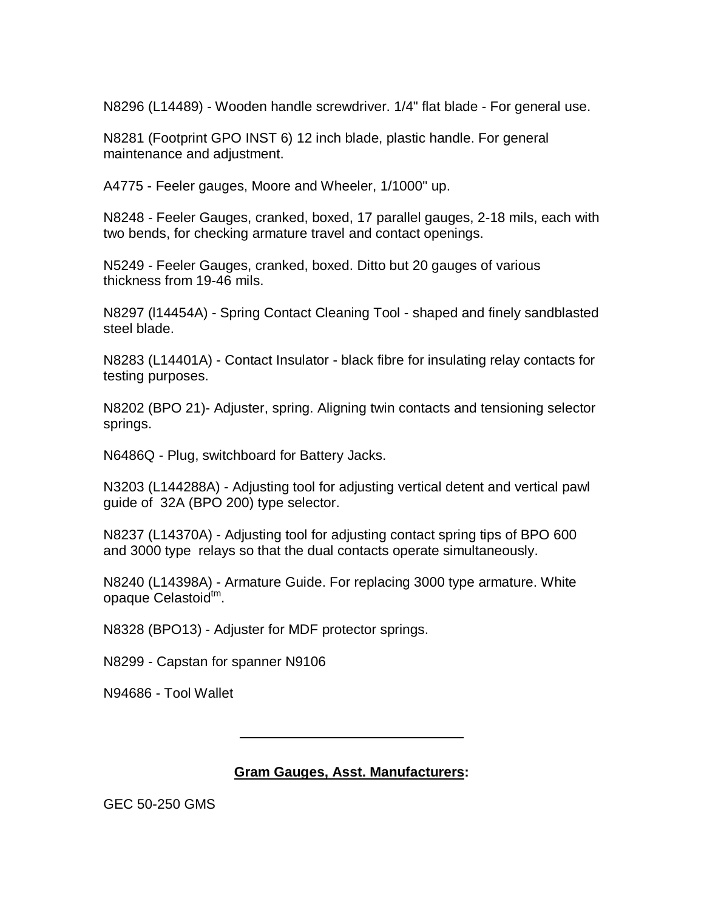N8296 (L14489) - Wooden handle screwdriver. 1/4" flat blade - For general use.

N8281 (Footprint GPO INST 6) 12 inch blade, plastic handle. For general maintenance and adjustment.

A4775 - Feeler gauges, Moore and Wheeler, 1/1000" up.

N8248 - Feeler Gauges, cranked, boxed, 17 parallel gauges, 2-18 mils, each with two bends, for checking armature travel and contact openings.

N5249 - Feeler Gauges, cranked, boxed. Ditto but 20 gauges of various thickness from 19-46 mils.

N8297 (l14454A) - Spring Contact Cleaning Tool - shaped and finely sandblasted steel blade.

N8283 (L14401A) - Contact Insulator - black fibre for insulating relay contacts for testing purposes.

N8202 (BPO 21)- Adjuster, spring. Aligning twin contacts and tensioning selector springs.

N6486Q - Plug, switchboard for Battery Jacks.

N3203 (L144288A) - Adjusting tool for adjusting vertical detent and vertical pawl guide of 32A (BPO 200) type selector.

N8237 (L14370A) - Adjusting tool for adjusting contact spring tips of BPO 600 and 3000 type relays so that the dual contacts operate simultaneously.

N8240 (L14398A) - Armature Guide. For replacing 3000 type armature. White opaque Celastoid[tm].

N8328 (BPO13) - Adjuster for MDF protector springs.

N8299 - Capstan for spanner N9106

N94686 - Tool Wallet

---

**Gram Gauges, Asst. Manufacturers:**

GEC 50-250 GMS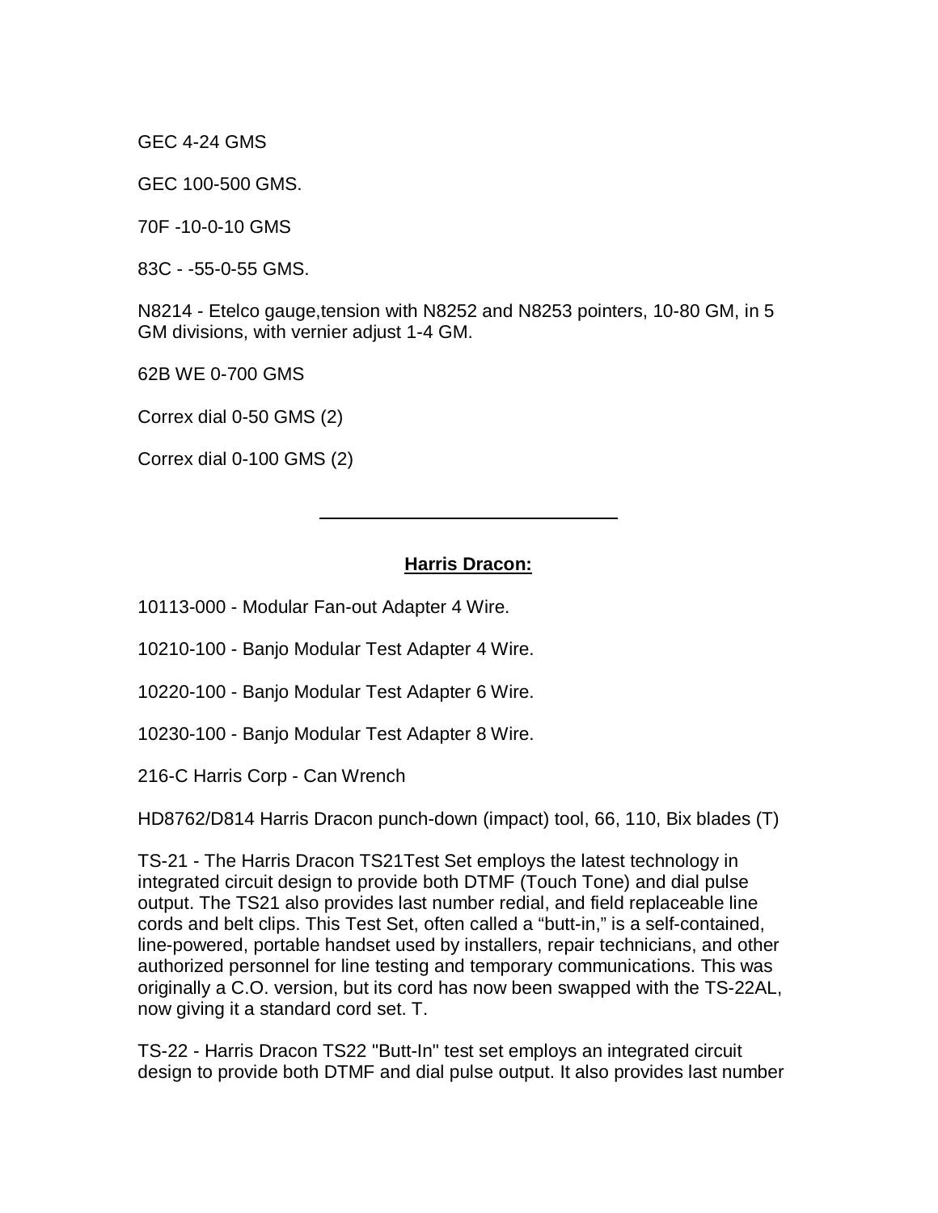GEC 4-24 GMS

GEC 100-500 GMS.

70F -10-0-10 GMS

83C - -55-0-55 GMS.

N8214 - Etelco gauge,tension with N8252 and N8253 pointers, 10-80 GM, in 5 GM divisions, with vernier adjust 1-4 GM.

62B WE 0-700 GMS

Correx dial 0-50 GMS (2)

Correx dial 0-100 GMS (2)

---

## **Harris Dracon:**

10113-000 - Modular Fan-out Adapter 4 Wire.

10210-100 - Banjo Modular Test Adapter 4 Wire.

10220-100 - Banjo Modular Test Adapter 6 Wire.

10230-100 - Banjo Modular Test Adapter 8 Wire.

216-C Harris Corp - Can Wrench

HD8762/D814 Harris Dracon punch-down (impact) tool, 66, 110, Bix blades (T)

TS-21 - The Harris Dracon TS21Test Set employs the latest technology in integrated circuit design to provide both DTMF (Touch Tone) and dial pulse output. The TS21 also provides last number redial, and field replaceable line cords and belt clips. This Test Set, often called a “butt-in,” is a self-contained, line-powered, portable handset used by installers, repair technicians, and other authorized personnel for line testing and temporary communications. This was originally a C.O. version, but its cord has now been swapped with the TS-22AL, now giving it a standard cord set. T.

TS-22 - Harris Dracon TS22 "Butt-In" test set employs an integrated circuit design to provide both DTMF and dial pulse output. It also provides last number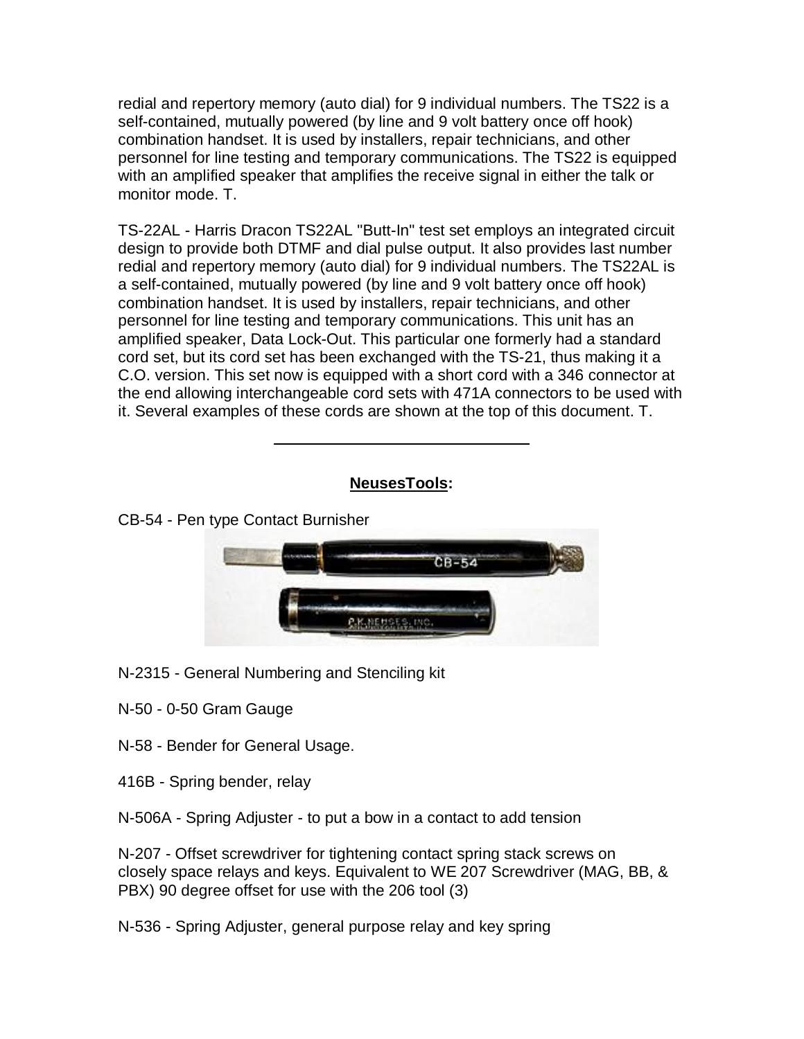redial and repertory memory (auto dial) for 9 individual numbers. The TS22 is a self-contained, mutually powered (by line and 9 volt battery once off hook) combination handset. It is used by installers, repair technicians, and other personnel for line testing and temporary communications. The TS22 is equipped with an amplified speaker that amplifies the receive signal in either the talk or monitor mode. T.

TS-22AL - Harris Dracon TS22AL "Butt-In" test set employs an integrated circuit design to provide both DTMF and dial pulse output. It also provides last number redial and repertory memory (auto dial) for 9 individual numbers. The TS22AL is a self-contained, mutually powered (by line and 9 volt battery once off hook) combination handset. It is used by installers, repair technicians, and other personnel for line testing and temporary communications. This unit has an amplified speaker, Data Lock-Out. This particular one formerly had a standard cord set, but its cord set has been exchanged with the TS-21, thus making it a C.O. version. This set now is equipped with a short cord with a 346 connector at the end allowing interchangeable cord sets with 471A connectors to be used with it. Several examples of these cords are shown at the top of this document. T.

---

**NeusesTools:**

CB-54 - Pen type Contact Burnisher

N-2315 - General Numbering and Stenciling kit

N-50 - 0-50 Gram Gauge

N-58 - Bender for General Usage.

416B - Spring bender, relay

N-506A - Spring Adjuster - to put a bow in a contact to add tension

N-207 - Offset screwdriver for tightening contact spring stack screws on closely space relays and keys. Equivalent to WE 207 Screwdriver (MAG, BB, & PBX) 90 degree offset for use with the 206 tool (3)

N-536 - Spring Adjuster, general purpose relay and key spring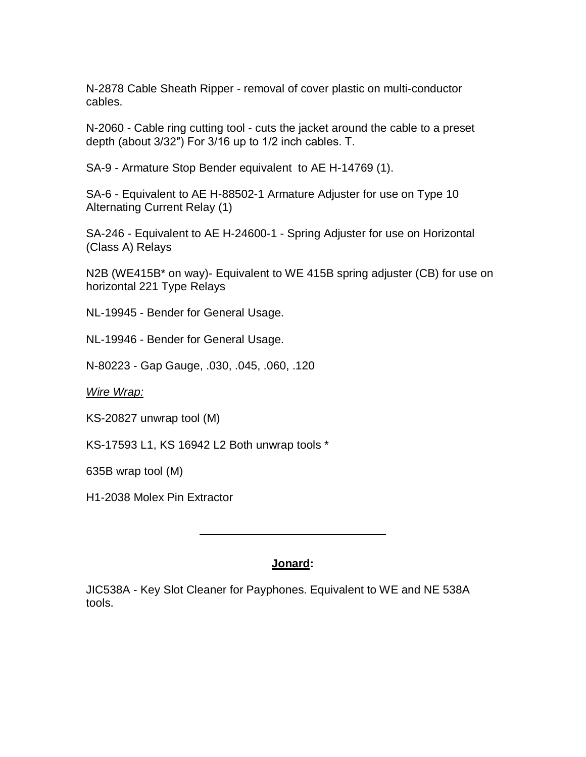N-2878 Cable Sheath Ripper - removal of cover plastic on multi-conductor cables.

N-2060 - Cable ring cutting tool - cuts the jacket around the cable to a preset depth (about 3/32″) For 3/16 up to 1/2 inch cables. T.

SA-9 - Armature Stop Bender equivalent  to AE H-14769 (1).

SA-6 - Equivalent to AE H-88502-1 Armature Adjuster for use on Type 10 Alternating Current Relay (1)

SA-246 - Equivalent to AE H-24600-1 - Spring Adjuster for use on Horizontal (Class A) Relays

N2B (WE415B* on way)- Equivalent to WE 415B spring adjuster (CB) for use on horizontal 221 Type Relays

NL-19945 - Bender for General Usage.

NL-19946 - Bender for General Usage.

N-80223 - Gap Gauge, .030, .045, .060, .120

*Wire Wrap:*

KS-20827 unwrap tool (M)

KS-17593 L1, KS 16942 L2 Both unwrap tools *

635B wrap tool (M)

H1-2038 Molex Pin Extractor

---

## Jonard:

JIC538A - Key Slot Cleaner for Payphones. Equivalent to WE and NE 538A tools.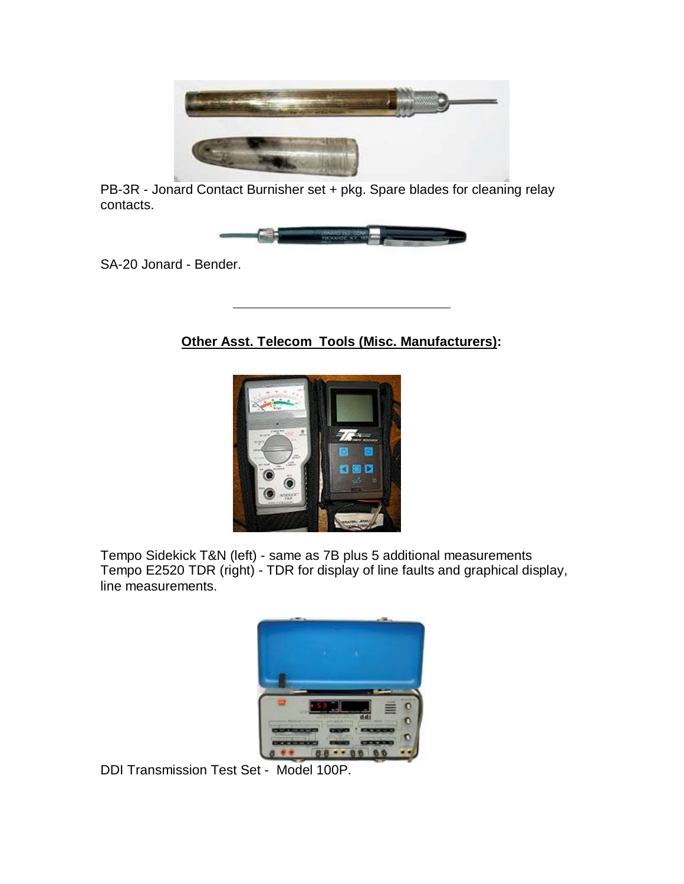PB-3R - Jonard Contact Burnisher set + pkg. Spare blades for cleaning relay contacts.

SA-20 Jonard - Bender.

---

**Other Asst. Telecom Tools (Misc. Manufacturers):**

Tempo Sidekick T&N (left) - same as 7B plus 5 additional measurements
Tempo E2520 TDR (right) - TDR for display of line faults and graphical display, line measurements.

DDI Transmission Test Set - Model 100P.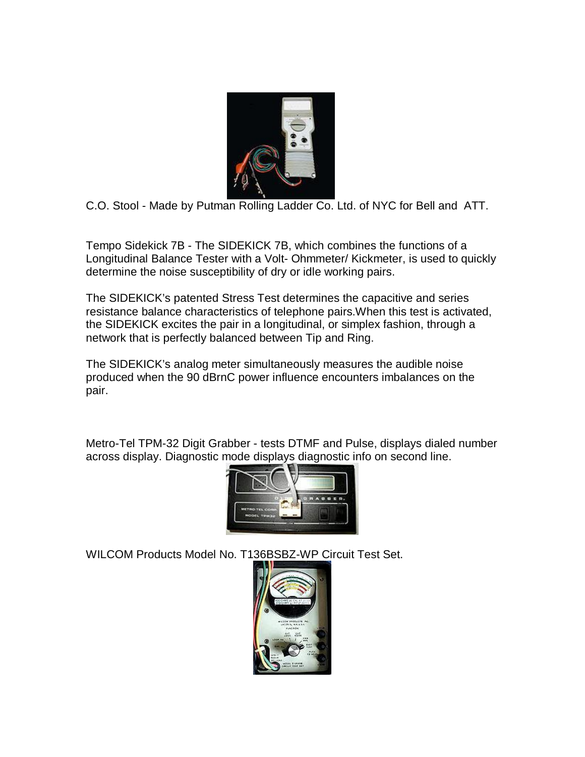C.O. Stool - Made by Putman Rolling Ladder Co. Ltd. of NYC for Bell and ATT.

Tempo Sidekick 7B - The SIDEKICK 7B, which combines the functions of a Longitudinal Balance Tester with a Volt- Ohmmeter/ Kickmeter, is used to quickly determine the noise susceptibility of dry or idle working pairs.

The SIDEKICK's patented Stress Test determines the capacitive and series resistance balance characteristics of telephone pairs.When this test is activated, the SIDEKICK excites the pair in a longitudinal, or simplex fashion, through a network that is perfectly balanced between Tip and Ring.

The SIDEKICK's analog meter simultaneously measures the audible noise produced when the 90 dBrnC power influence encounters imbalances on the pair.

Metro-Tel TPM-32 Digit Grabber - tests DTMF and Pulse, displays dialed number across display. Diagnostic mode displays diagnostic info on second line.

WILCOM Products Model No. T136BSBZ-WP Circuit Test Set.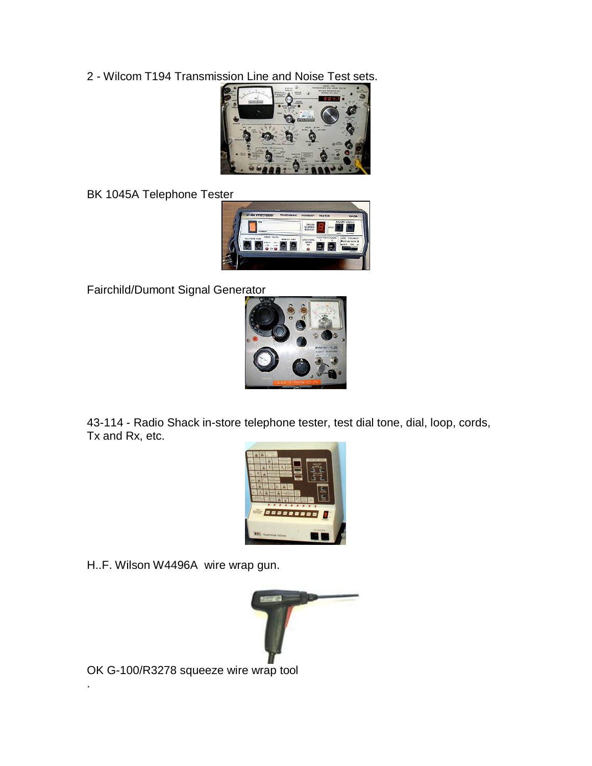2 - Wilcom T194 Transmission Line and Noise Test sets.

BK 1045A Telephone Tester

Fairchild/Dumont Signal Generator

43-114 - Radio Shack in-store telephone tester, test dial tone, dial, loop, cords, Tx and Rx, etc.

H..F. Wilson W4496A wire wrap gun.

OK G-100/R3278 squeeze wire wrap tool

.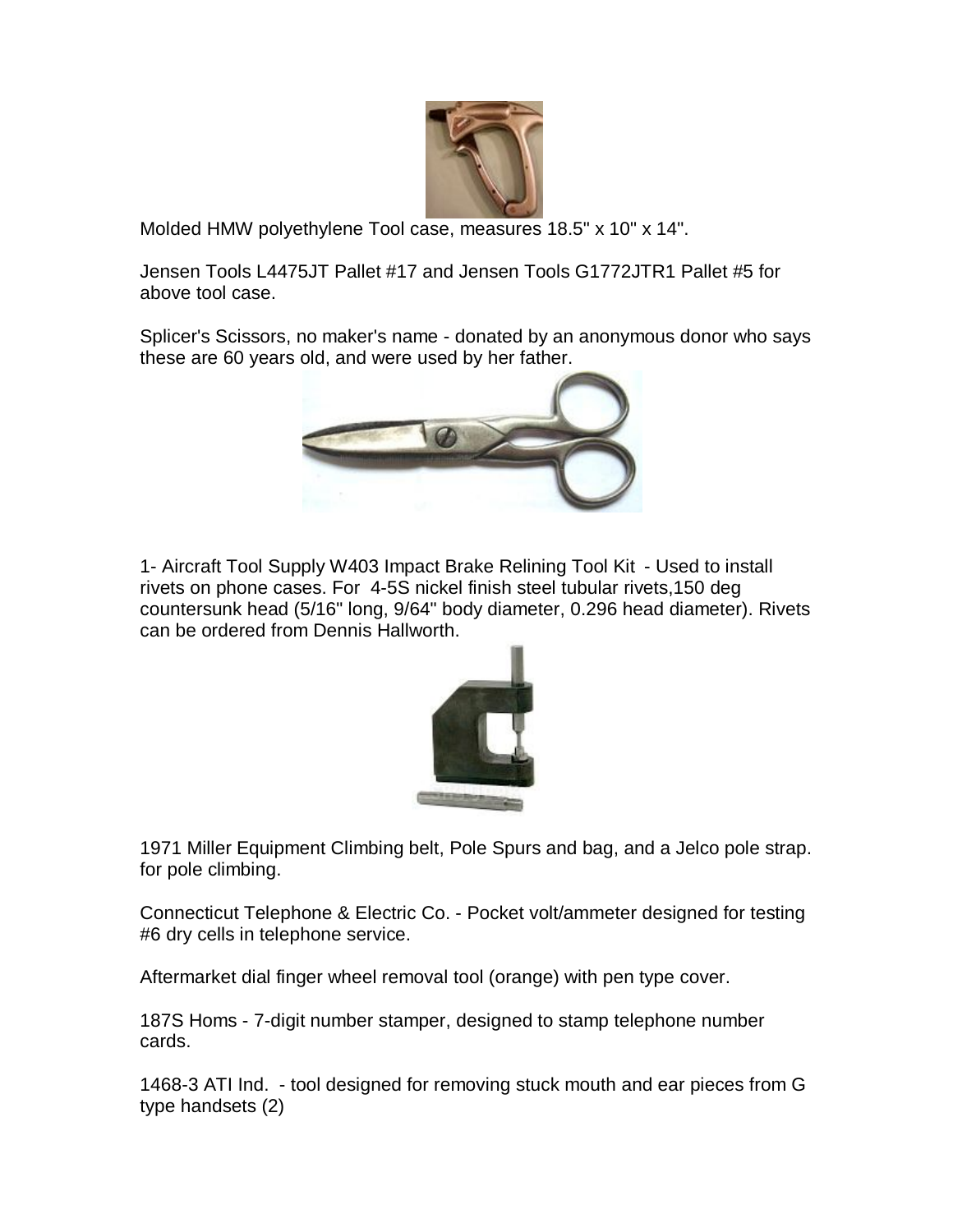Molded HMW polyethylene Tool case, measures 18.5" x 10" x 14".

Jensen Tools L4475JT Pallet #17 and Jensen Tools G1772JTR1 Pallet #5 for above tool case.

Splicer's Scissors, no maker's name - donated by an anonymous donor who says these are 60 years old, and were used by her father.

1- Aircraft Tool Supply W403 Impact Brake Relining Tool Kit - Used to install rivets on phone cases. For 4-5S nickel finish steel tubular rivets,150 deg countersunk head (5/16" long, 9/64" body diameter, 0.296 head diameter). Rivets can be ordered from Dennis Hallworth.

1971 Miller Equipment Climbing belt, Pole Spurs and bag, and a Jelco pole strap. for pole climbing.

Connecticut Telephone & Electric Co. - Pocket volt/ammeter designed for testing #6 dry cells in telephone service.

Aftermarket dial finger wheel removal tool (orange) with pen type cover.

187S Homs - 7-digit number stamper, designed to stamp telephone number cards.

1468-3 ATI Ind. - tool designed for removing stuck mouth and ear pieces from G type handsets (2)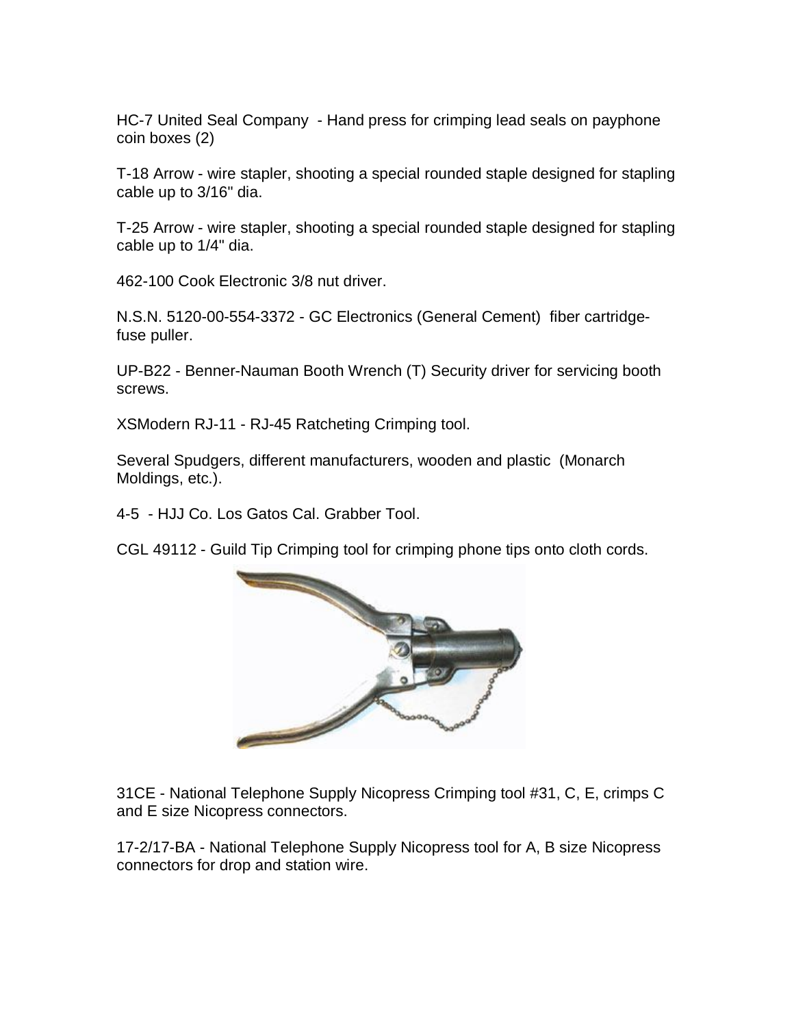HC-7 United Seal Company - Hand press for crimping lead seals on payphone coin boxes (2)

T-18 Arrow - wire stapler, shooting a special rounded staple designed for stapling cable up to 3/16" dia.

T-25 Arrow - wire stapler, shooting a special rounded staple designed for stapling cable up to 1/4" dia.

462-100 Cook Electronic 3/8 nut driver.

N.S.N. 5120-00-554-3372 - GC Electronics (General Cement) fiber cartridge-fuse puller.

UP-B22 - Benner-Nauman Booth Wrench (T) Security driver for servicing booth screws.

XSModern RJ-11 - RJ-45 Ratcheting Crimping tool.

Several Spudgers, different manufacturers, wooden and plastic (Monarch Moldings, etc.).

4-5 - HJJ Co. Los Gatos Cal. Grabber Tool.

CGL 49112 - Guild Tip Crimping tool for crimping phone tips onto cloth cords.

31CE - National Telephone Supply Nicopress Crimping tool #31, C, E, crimps C and E size Nicopress connectors.

17-2/17-BA - National Telephone Supply Nicopress tool for A, B size Nicopress connectors for drop and station wire.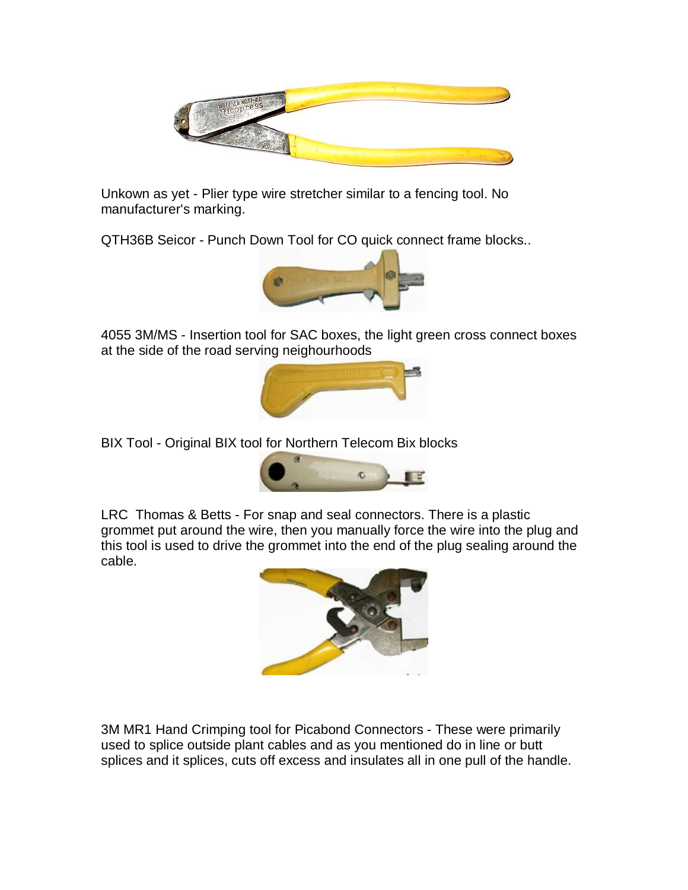Unkown as yet - Plier type wire stretcher similar to a fencing tool. No manufacturer's marking.

QTH36B Seicor - Punch Down Tool for CO quick connect frame blocks..

4055 3M/MS - Insertion tool for SAC boxes, the light green cross connect boxes at the side of the road serving neighourhoods

BIX Tool - Original BIX tool for Northern Telecom Bix blocks

LRC Thomas & Betts - For snap and seal connectors. There is a plastic grommet put around the wire, then you manually force the wire into the plug and this tool is used to drive the grommet into the end of the plug sealing around the cable.

3M MR1 Hand Crimping tool for Picabond Connectors - These were primarily used to splice outside plant cables and as you mentioned do in line or butt splices and it splices, cuts off excess and insulates all in one pull of the handle.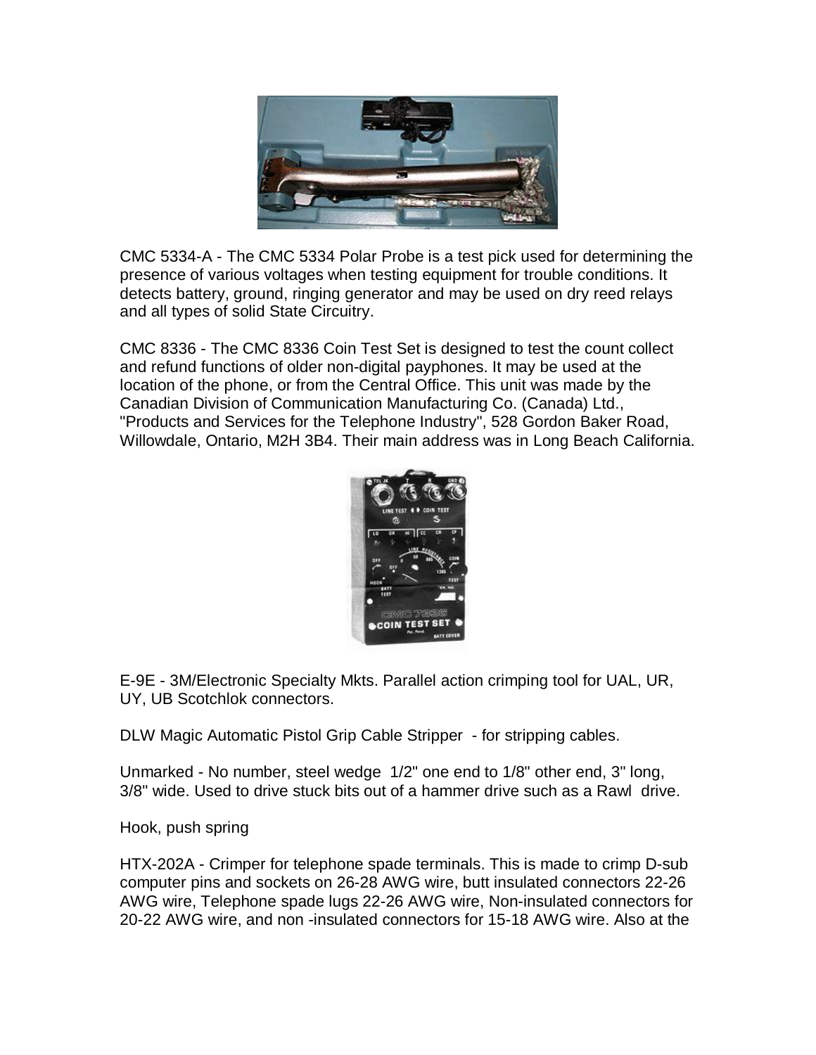CMC 5334-A - The CMC 5334 Polar Probe is a test pick used for determining the presence of various voltages when testing equipment for trouble conditions. It detects battery, ground, ringing generator and may be used on dry reed relays and all types of solid State Circuitry.

CMC 8336 - The CMC 8336 Coin Test Set is designed to test the count collect and refund functions of older non-digital payphones. It may be used at the location of the phone, or from the Central Office. This unit was made by the Canadian Division of Communication Manufacturing Co. (Canada) Ltd., "Products and Services for the Telephone Industry", 528 Gordon Baker Road, Willowdale, Ontario, M2H 3B4. Their main address was in Long Beach California.

E-9E - 3M/Electronic Specialty Mkts. Parallel action crimping tool for UAL, UR, UY, UB Scotchlok connectors.

DLW Magic Automatic Pistol Grip Cable Stripper - for stripping cables.

Unmarked - No number, steel wedge 1/2" one end to 1/8" other end, 3" long, 3/8" wide. Used to drive stuck bits out of a hammer drive such as a Rawl drive.

Hook, push spring

HTX-202A - Crimper for telephone spade terminals. This is made to crimp D-sub computer pins and sockets on 26-28 AWG wire, butt insulated connectors 22-26 AWG wire, Telephone spade lugs 22-26 AWG wire, Non-insulated connectors for 20-22 AWG wire, and non -insulated connectors for 15-18 AWG wire. Also at the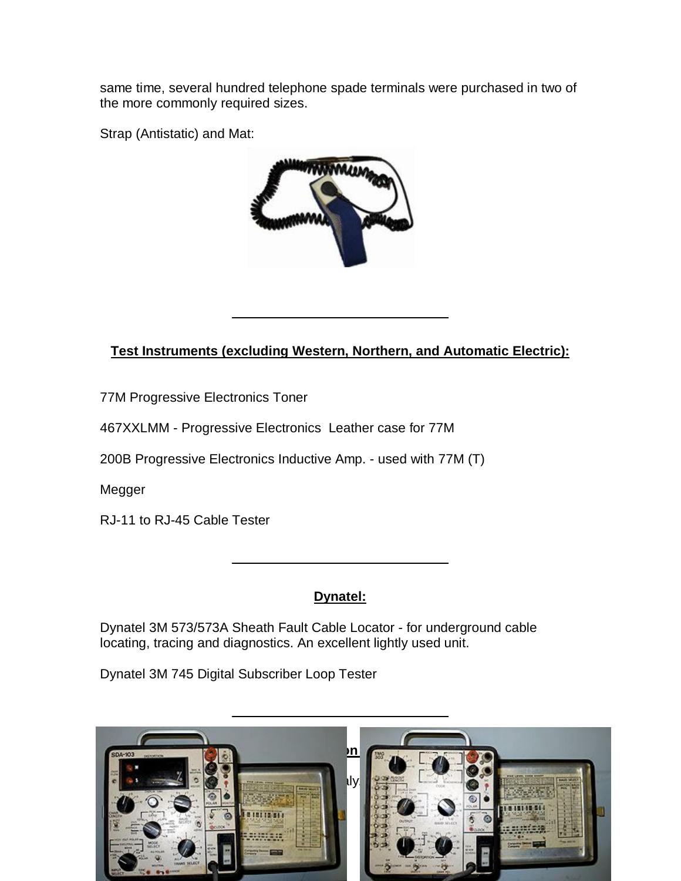same time, several hundred telephone spade terminals were purchased in two of the more commonly required sizes.

Strap (Antistatic) and Mat:

---

**Test Instruments (excluding Western, Northern, and Automatic Electric):**

77M Progressive Electronics Toner

467XXLMM - Progressive Electronics Leather case for 77M

200B Progressive Electronics Inductive Amp. - used with 77M (T)

Megger

RJ-11 to RJ-45 Cable Tester

---

**Dynatel:**

Dynatel 3M 573/573A Sheath Fault Cable Locator - for underground cable locating, tracing and diagnostics. An excellent lightly used unit.

Dynatel 3M 745 Digital Subscriber Loop Tester

---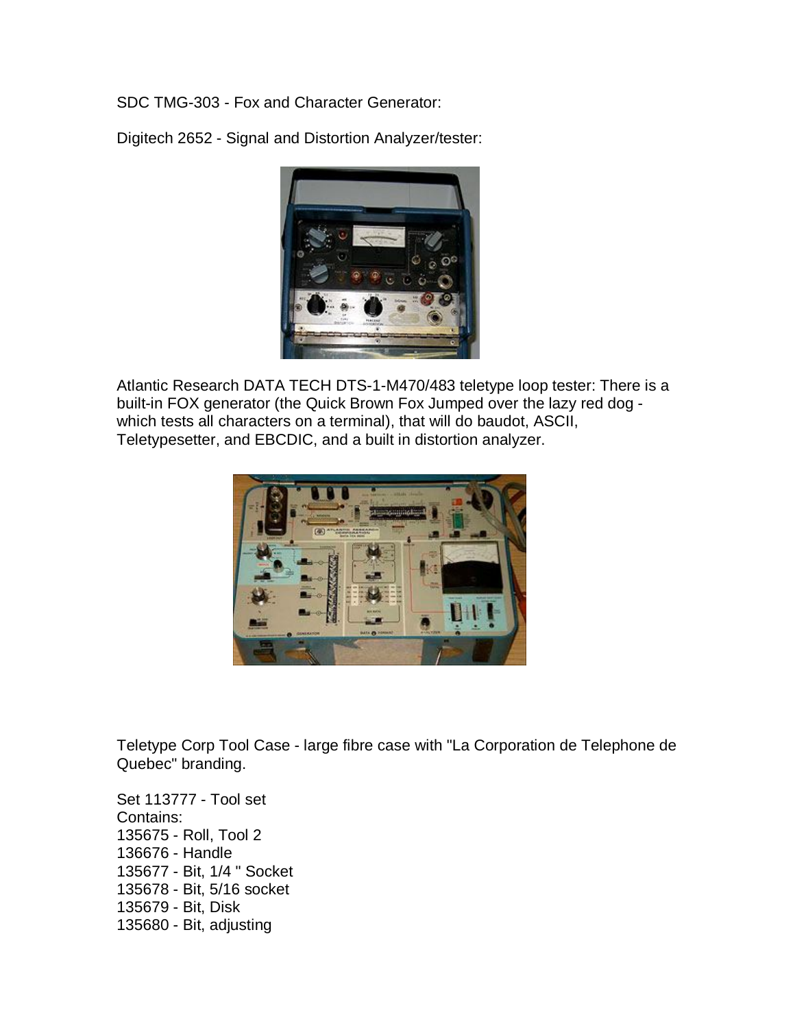SDC TMG-303 - Fox and Character Generator:

Digitech 2652 - Signal and Distortion Analyzer/tester:

Atlantic Research DATA TECH DTS-1-M470/483 teletype loop tester: There is a built-in FOX generator (the Quick Brown Fox Jumped over the lazy red dog - which tests all characters on a terminal), that will do baudot, ASCII, Teletypesetter, and EBCDIC, and a built in distortion analyzer.

Teletype Corp Tool Case - large fibre case with "La Corporation de Telephone de Quebec" branding.

Set 113777 - Tool set
Contains:
135675 - Roll, Tool 2
136676 - Handle
135677 - Bit, 1/4 " Socket
135678 - Bit, 5/16 socket
135679 - Bit, Disk
135680 - Bit, adjusting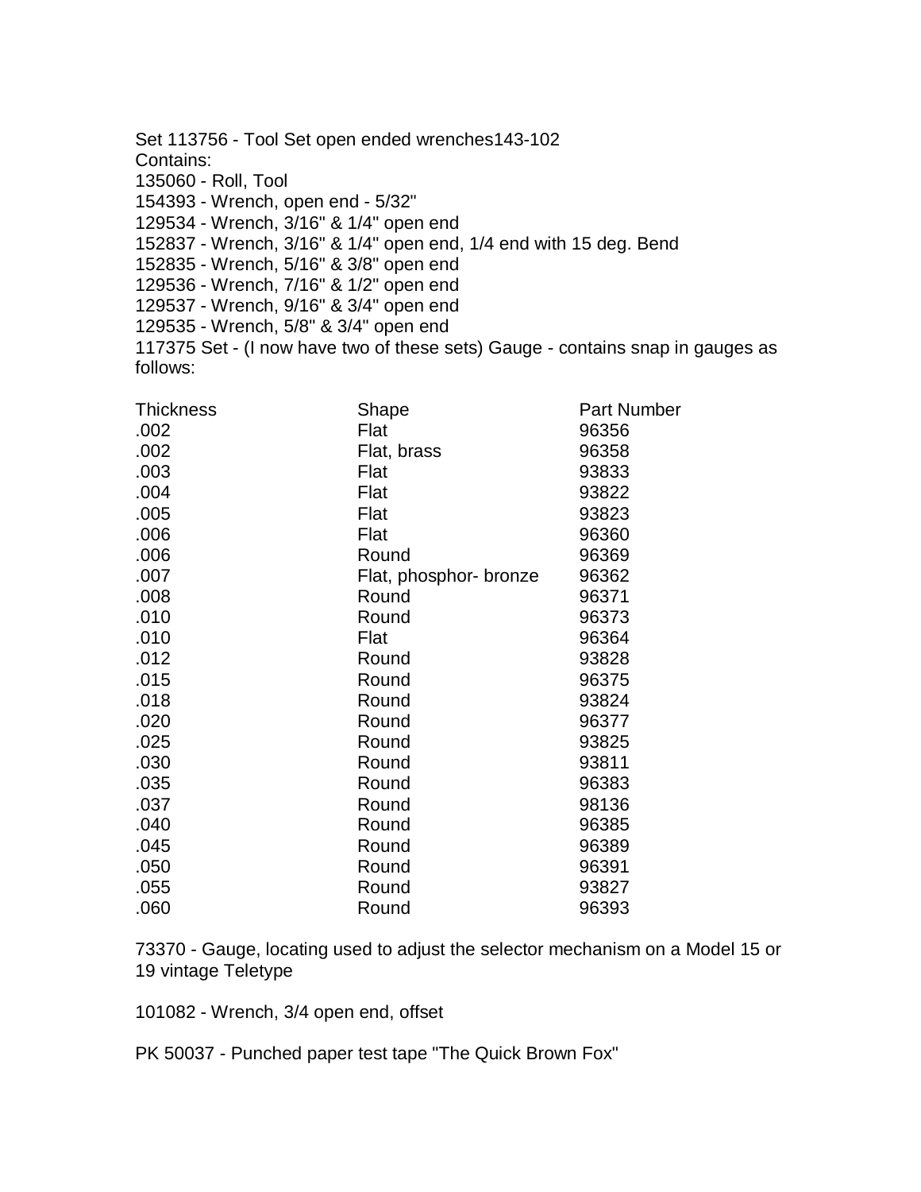Set 113756 - Tool Set open ended wrenches143-102
Contains:
135060 - Roll, Tool
154393 - Wrench, open end - 5/32"
129534 - Wrench, 3/16" & 1/4" open end
152837 - Wrench, 3/16" & 1/4" open end, 1/4 end with 15 deg. Bend
152835 - Wrench, 5/16" & 3/8" open end
129536 - Wrench, 7/16" & 1/2" open end
129537 - Wrench, 9/16" & 3/4" open end
129535 - Wrench, 5/8" & 3/4" open end
117375 Set - (I now have two of these sets) Gauge - contains snap in gauges as follows:

| Thickness | Shape | Part Number |
|---|---|---|
| .002 | Flat | 96356 |
| .002 | Flat, brass | 96358 |
| .003 | Flat | 93833 |
| .004 | Flat | 93822 |
| .005 | Flat | 93823 |
| .006 | Flat | 96360 |
| .006 | Round | 96369 |
| .007 | Flat, phosphor- bronze | 96362 |
| .008 | Round | 96371 |
| .010 | Round | 96373 |
| .010 | Flat | 96364 |
| .012 | Round | 93828 |
| .015 | Round | 96375 |
| .018 | Round | 93824 |
| .020 | Round | 96377 |
| .025 | Round | 93825 |
| .030 | Round | 93811 |
| .035 | Round | 96383 |
| .037 | Round | 98136 |
| .040 | Round | 96385 |
| .045 | Round | 96389 |
| .050 | Round | 96391 |
| .055 | Round | 93827 |
| .060 | Round | 96393 |

73370 - Gauge, locating used to adjust the selector mechanism on a Model 15 or 19 vintage Teletype

101082 - Wrench, 3/4 open end, offset

PK 50037 - Punched paper test tape "The Quick Brown Fox"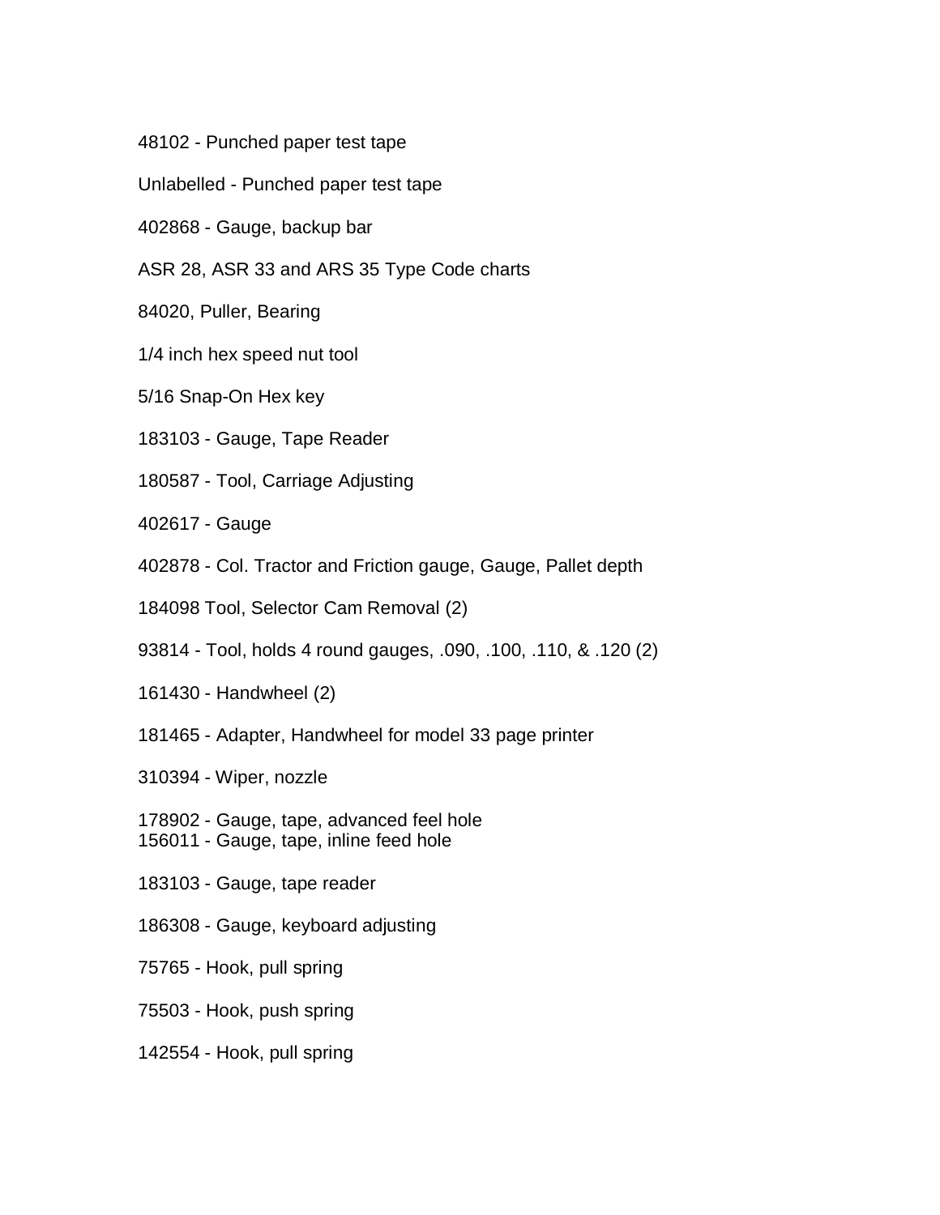48102 - Punched paper test tape

Unlabelled - Punched paper test tape

402868 - Gauge, backup bar

ASR 28, ASR 33 and ARS 35 Type Code charts

84020, Puller, Bearing

1/4 inch hex speed nut tool

5/16 Snap-On Hex key

183103 - Gauge, Tape Reader

180587 - Tool, Carriage Adjusting

402617 - Gauge

402878 - Col. Tractor and Friction gauge, Gauge, Pallet depth

184098 Tool, Selector Cam Removal (2)

93814 - Tool, holds 4 round gauges, .090, .100, .110, & .120 (2)

161430 - Handwheel (2)

181465 - Adapter, Handwheel for model 33 page printer

310394 - Wiper, nozzle

178902 - Gauge, tape, advanced feel hole
156011 - Gauge, tape, inline feed hole

183103 - Gauge, tape reader

186308 - Gauge, keyboard adjusting

75765 - Hook, pull spring

75503 - Hook, push spring

142554 - Hook, pull spring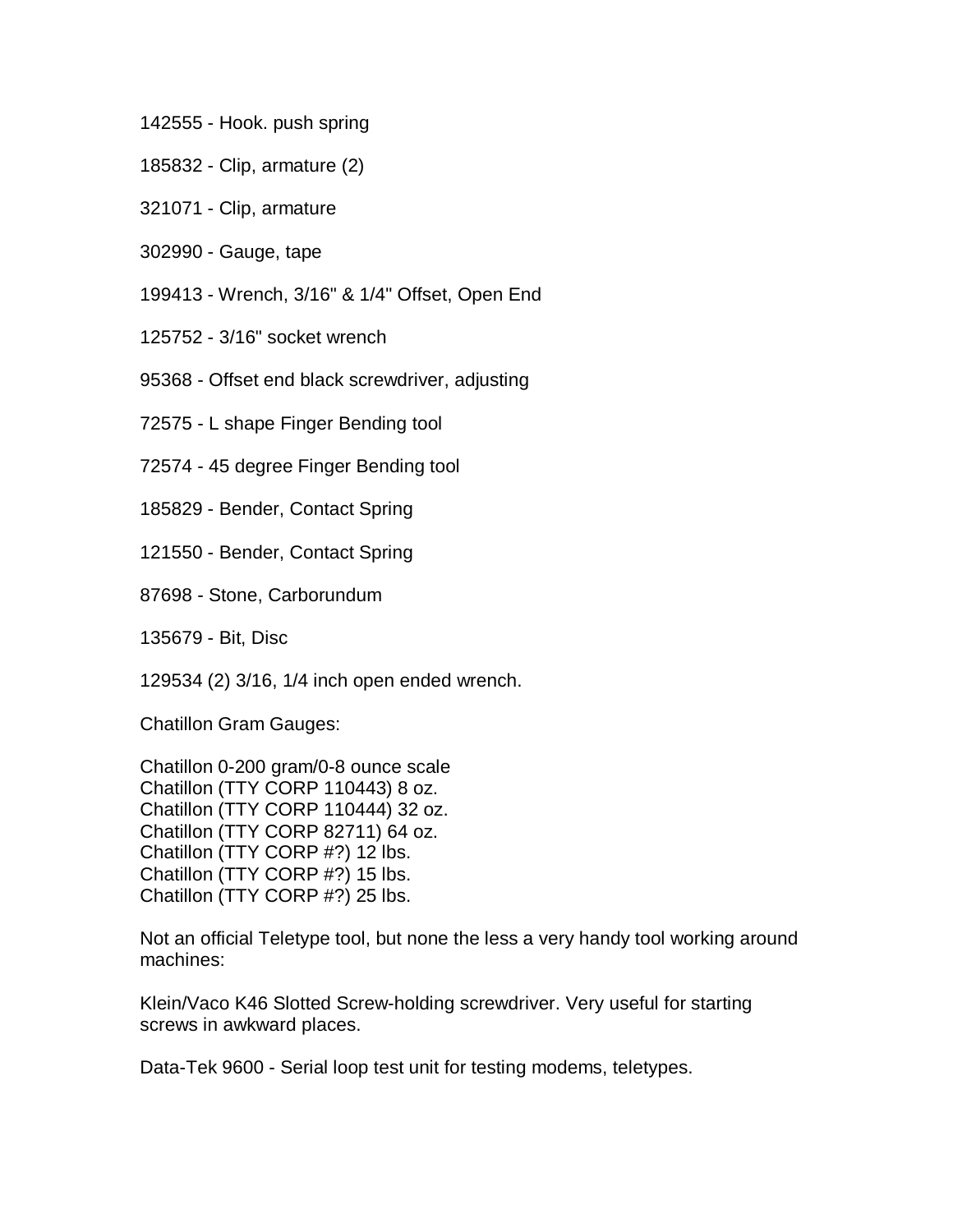142555 - Hook. push spring

185832 - Clip, armature (2)

321071 - Clip, armature

302990 - Gauge, tape

199413 - Wrench, 3/16" & 1/4" Offset, Open End

125752 - 3/16" socket wrench

95368 - Offset end black screwdriver, adjusting

72575 - L shape Finger Bending tool

72574 - 45 degree Finger Bending tool

185829 - Bender, Contact Spring

121550 - Bender, Contact Spring

87698 - Stone, Carborundum

135679 - Bit, Disc

129534 (2) 3/16, 1/4 inch open ended wrench.

Chatillon Gram Gauges:

Chatillon 0-200 gram/0-8 ounce scale
Chatillon (TTY CORP 110443) 8 oz.
Chatillon (TTY CORP 110444) 32 oz.
Chatillon (TTY CORP 82711) 64 oz.
Chatillon (TTY CORP #?) 12 lbs.
Chatillon (TTY CORP #?) 15 lbs.
Chatillon (TTY CORP #?) 25 lbs.

Not an official Teletype tool, but none the less a very handy tool working around machines:

Klein/Vaco K46 Slotted Screw-holding screwdriver. Very useful for starting screws in awkward places.

Data-Tek 9600 - Serial loop test unit for testing modems, teletypes.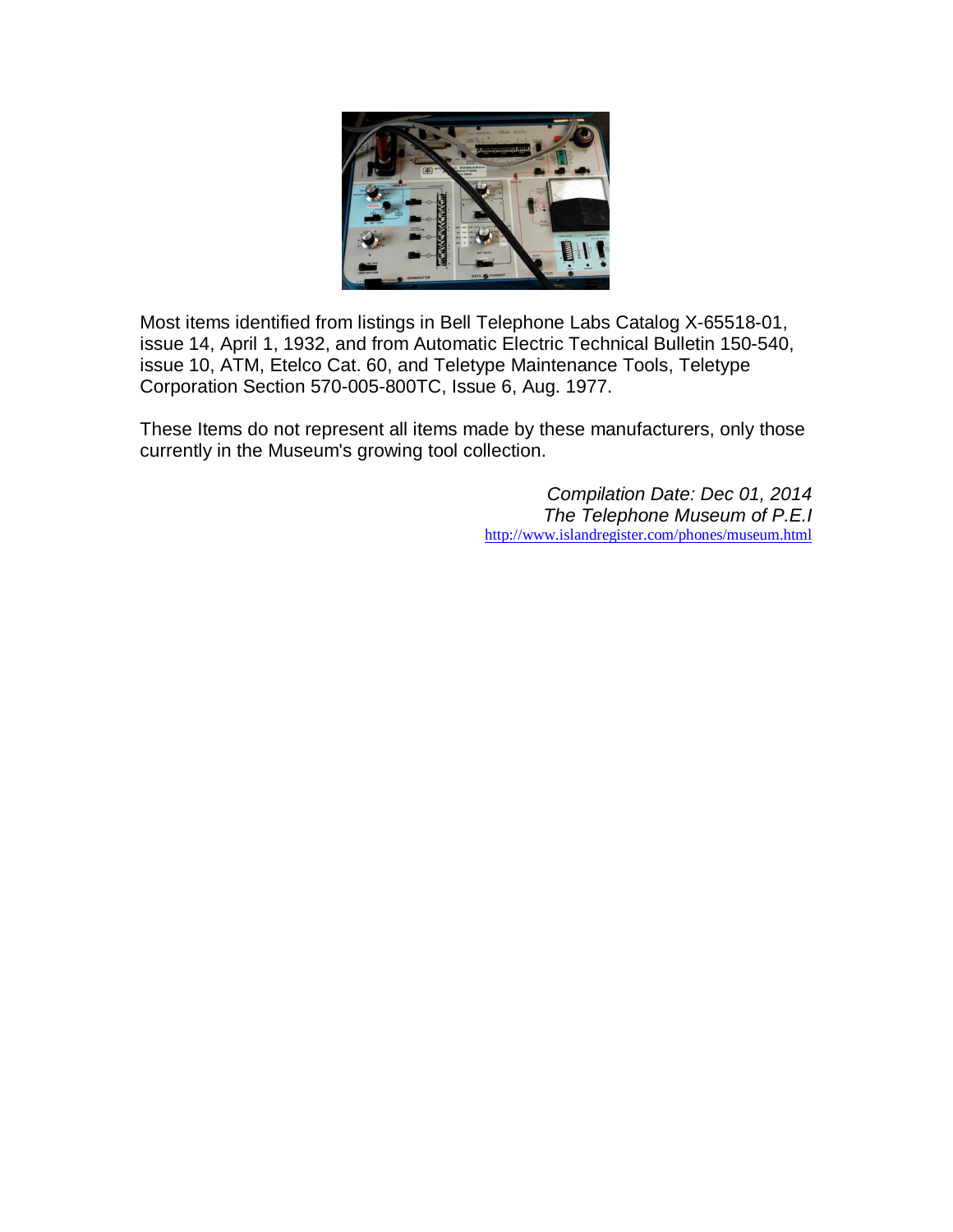Most items identified from listings in Bell Telephone Labs Catalog X-65518-01, issue 14, April 1, 1932, and from Automatic Electric Technical Bulletin 150-540, issue 10, ATM, Etelco Cat. 60, and Teletype Maintenance Tools, Teletype Corporation Section 570-005-800TC, Issue 6, Aug. 1977.

These Items do not represent all items made by these manufacturers, only those currently in the Museum's growing tool collection.

*Compilation Date: Dec 01, 2014*
*The Telephone Museum of P.E.I*
http://www.islandregister.com/phones/museum.html